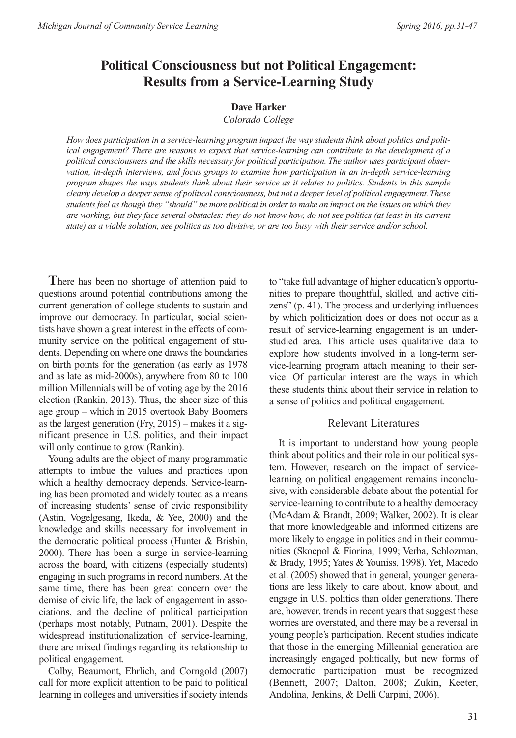# Political Consciousness but not Political Engagement: Results from a Service-Learning Study

**Dave Harker**
*Colorado College*

*How does participation in a service-learning program impact the way students think about politics and political engagement? There are reasons to expect that service-learning can contribute to the development of a political consciousness and the skills necessary for political participation. The author uses participant observation, in-depth interviews, and focus groups to examine how participation in an in-depth service-learning program shapes the ways students think about their service as it relates to politics. Students in this sample clearly develop a deeper sense of political consciousness, but not a deeper level of political engagement. These students feel as though they "should" be more political in order to make an impact on the issues on which they are working, but they face several obstacles: they do not know how, do not see politics (at least in its current state) as a viable solution, see politics as too divisive, or are too busy with their service and/or school.*

**T**here has been no shortage of attention paid to questions around potential contributions among the current generation of college students to sustain and improve our democracy. In particular, social scientists have shown a great interest in the effects of community service on the political engagement of students. Depending on where one draws the boundaries on birth points for the generation (as early as 1978 and as late as mid-2000s), anywhere from 80 to 100 million Millennials will be of voting age by the 2016 election (Rankin, 2013). Thus, the sheer size of this age group – which in 2015 overtook Baby Boomers as the largest generation (Fry, 2015) – makes it a significant presence in U.S. politics, and their impact will only continue to grow (Rankin).

Young adults are the object of many programmatic attempts to imbue the values and practices upon which a healthy democracy depends. Service-learning has been promoted and widely touted as a means of increasing students' sense of civic responsibility (Astin, Vogelgesang, Ikeda, & Yee, 2000) and the knowledge and skills necessary for involvement in the democratic political process (Hunter & Brisbin, 2000). There has been a surge in service-learning across the board, with citizens (especially students) engaging in such programs in record numbers. At the same time, there has been great concern over the demise of civic life, the lack of engagement in associations, and the decline of political participation (perhaps most notably, Putnam, 2001). Despite the widespread institutionalization of service-learning, there are mixed findings regarding its relationship to political engagement.

Colby, Beaumont, Ehrlich, and Corngold (2007) call for more explicit attention to be paid to political learning in colleges and universities if society intends to "take full advantage of higher education's opportunities to prepare thoughtful, skilled, and active citizens" (p. 41). The process and underlying influences by which politicization does or does not occur as a result of service-learning engagement is an understudied area. This article uses qualitative data to explore how students involved in a long-term service-learning program attach meaning to their service. Of particular interest are the ways in which these students think about their service in relation to a sense of politics and political engagement.

## Relevant Literatures

It is important to understand how young people think about politics and their role in our political system. However, research on the impact of service-learning on political engagement remains inconclusive, with considerable debate about the potential for service-learning to contribute to a healthy democracy (McAdam & Brandt, 2009; Walker, 2002). It is clear that more knowledgeable and informed citizens are more likely to engage in politics and in their communities (Skocpol & Fiorina, 1999; Verba, Schlozman, & Brady, 1995; Yates & Youniss, 1998). Yet, Macedo et al. (2005) showed that in general, younger generations are less likely to care about, know about, and engage in U.S. politics than older generations. There are, however, trends in recent years that suggest these worries are overstated, and there may be a reversal in young people's participation. Recent studies indicate that those in the emerging Millennial generation are increasingly engaged politically, but new forms of democratic participation must be recognized (Bennett, 2007; Dalton, 2008; Zukin, Keeter, Andolina, Jenkins, & Delli Carpini, 2006).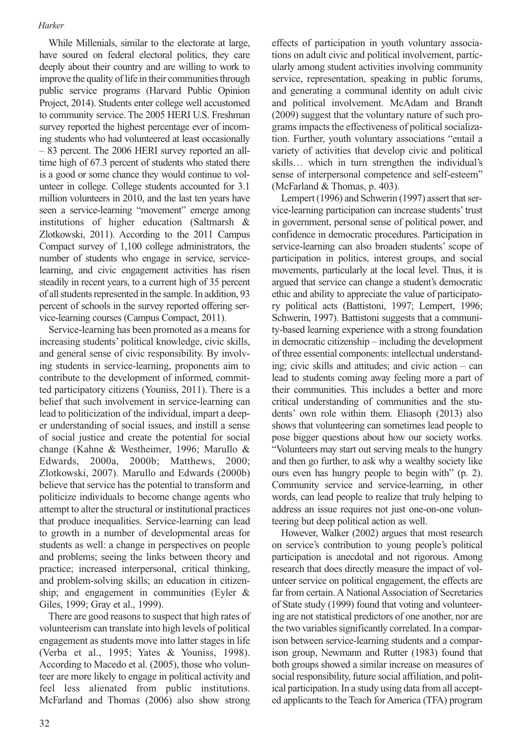While Millenials, similar to the electorate at large, have soured on federal electoral politics, they care deeply about their country and are willing to work to improve the quality of life in their communities through public service programs (Harvard Public Opinion Project, 2014). Students enter college well accustomed to community service. The 2005 HERI U.S. Freshman survey reported the highest percentage ever of incoming students who had volunteered at least occasionally – 83 percent. The 2006 HERI survey reported an all-time high of 67.3 percent of students who stated there is a good or some chance they would continue to volunteer in college. College students accounted for 3.1 million volunteers in 2010, and the last ten years have seen a service-learning "movement" emerge among institutions of higher education (Saltmarsh & Zlotkowski, 2011). According to the 2011 Campus Compact survey of 1,100 college administrators, the number of students who engage in service, service-learning, and civic engagement activities has risen steadily in recent years, to a current high of 35 percent of all students represented in the sample. In addition, 93 percent of schools in the survey reported offering service-learning courses (Campus Compact, 2011).

Service-learning has been promoted as a means for increasing students' political knowledge, civic skills, and general sense of civic responsibility. By involving students in service-learning, proponents aim to contribute to the development of informed, committed participatory citizens (Youniss, 2011). There is a belief that such involvement in service-learning can lead to politicization of the individual, impart a deeper understanding of social issues, and instill a sense of social justice and create the potential for social change (Kahne & Westheimer, 1996; Marullo & Edwards, 2000a, 2000b; Matthews, 2000; Zlotkowski, 2007). Marullo and Edwards (2000b) believe that service has the potential to transform and politicize individuals to become change agents who attempt to alter the structural or institutional practices that produce inequalities. Service-learning can lead to growth in a number of developmental areas for students as well: a change in perspectives on people and problems; seeing the links between theory and practice; increased interpersonal, critical thinking, and problem-solving skills; an education in citizenship; and engagement in communities (Eyler & Giles, 1999; Gray et al., 1999).

There are good reasons to suspect that high rates of volunteerism can translate into high levels of political engagement as students move into latter stages in life (Verba et al., 1995; Yates & Youniss, 1998). According to Macedo et al. (2005), those who volunteer are more likely to engage in political activity and feel less alienated from public institutions. McFarland and Thomas (2006) also show strong effects of participation in youth voluntary associations on adult civic and political involvement, particularly among student activities involving community service, representation, speaking in public forums, and generating a communal identity on adult civic and political involvement. McAdam and Brandt (2009) suggest that the voluntary nature of such programs impacts the effectiveness of political socialization. Further, youth voluntary associations "entail a variety of activities that develop civic and political skills… which in turn strengthen the individual's sense of interpersonal competence and self-esteem" (McFarland & Thomas, p. 403).

Lempert (1996) and Schwerin (1997) assert that service-learning participation can increase students' trust in government, personal sense of political power, and confidence in democratic procedures. Participation in service-learning can also broaden students' scope of participation in politics, interest groups, and social movements, particularly at the local level. Thus, it is argued that service can change a student's democratic ethic and ability to appreciate the value of participatory political acts (Battistoni, 1997; Lempert, 1996; Schwerin, 1997). Battistoni suggests that a community-based learning experience with a strong foundation in democratic citizenship – including the development of three essential components: intellectual understanding; civic skills and attitudes; and civic action – can lead to students coming away feeling more a part of their communities. This includes a better and more critical understanding of communities and the students' own role within them. Eliasoph (2013) also shows that volunteering can sometimes lead people to pose bigger questions about how our society works. "Volunteers may start out serving meals to the hungry and then go further, to ask why a wealthy society like ours even has hungry people to begin with" (p. 2). Community service and service-learning, in other words, can lead people to realize that truly helping to address an issue requires not just one-on-one volunteering but deep political action as well.

However, Walker (2002) argues that most research on service's contribution to young people's political participation is anecdotal and not rigorous. Among research that does directly measure the impact of volunteer service on political engagement, the effects are far from certain. A National Association of Secretaries of State study (1999) found that voting and volunteering are not statistical predictors of one another, nor are the two variables significantly correlated. In a comparison between service-learning students and a comparison group, Newmann and Rutter (1983) found that both groups showed a similar increase on measures of social responsibility, future social affiliation, and political participation. In a study using data from all accepted applicants to the Teach for America (TFA) program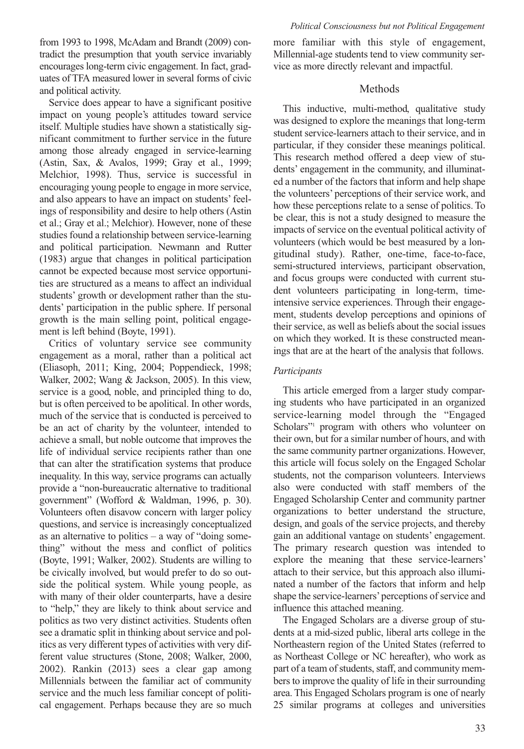from 1993 to 1998, McAdam and Brandt (2009) contradict the presumption that youth service invariably encourages long-term civic engagement. In fact, graduates of TFA measured lower in several forms of civic and political activity.

Service does appear to have a significant positive impact on young people's attitudes toward service itself. Multiple studies have shown a statistically significant commitment to further service in the future among those already engaged in service-learning (Astin, Sax, & Avalos, 1999; Gray et al., 1999; Melchior, 1998). Thus, service is successful in encouraging young people to engage in more service, and also appears to have an impact on students' feelings of responsibility and desire to help others (Astin et al.; Gray et al.; Melchior). However, none of these studies found a relationship between service-learning and political participation. Newmann and Rutter (1983) argue that changes in political participation cannot be expected because most service opportunities are structured as a means to affect an individual students' growth or development rather than the students' participation in the public sphere. If personal growth is the main selling point, political engagement is left behind (Boyte, 1991).

Critics of voluntary service see community engagement as a moral, rather than a political act (Eliasoph, 2011; King, 2004; Poppendieck, 1998; Walker, 2002; Wang & Jackson, 2005). In this view, service is a good, noble, and principled thing to do, but is often perceived to be apolitical. In other words, much of the service that is conducted is perceived to be an act of charity by the volunteer, intended to achieve a small, but noble outcome that improves the life of individual service recipients rather than one that can alter the stratification systems that produce inequality. In this way, service programs can actually provide a "non-bureaucratic alternative to traditional government" (Wofford & Waldman, 1996, p. 30). Volunteers often disavow concern with larger policy questions, and service is increasingly conceptualized as an alternative to politics – a way of "doing something" without the mess and conflict of politics (Boyte, 1991; Walker, 2002). Students are willing to be civically involved, but would prefer to do so outside the political system. While young people, as with many of their older counterparts, have a desire to "help," they are likely to think about service and politics as two very distinct activities. Students often see a dramatic split in thinking about service and politics as very different types of activities with very different value structures (Stone, 2008; Walker, 2000, 2002). Rankin (2013) sees a clear gap among Millennials between the familiar act of community service and the much less familiar concept of political engagement. Perhaps because they are so much more familiar with this style of engagement, Millennial-age students tend to view community service as more directly relevant and impactful.

## Methods

This inductive, multi-method, qualitative study was designed to explore the meanings that long-term student service-learners attach to their service, and in particular, if they consider these meanings political. This research method offered a deep view of students' engagement in the community, and illuminated a number of the factors that inform and help shape the volunteers' perceptions of their service work, and how these perceptions relate to a sense of politics. To be clear, this is not a study designed to measure the impacts of service on the eventual political activity of volunteers (which would be best measured by a longitudinal study). Rather, one-time, face-to-face, semi-structured interviews, participant observation, and focus groups were conducted with current student volunteers participating in long-term, time-intensive service experiences. Through their engagement, students develop perceptions and opinions of their service, as well as beliefs about the social issues on which they worked. It is these constructed meanings that are at the heart of the analysis that follows.

### *Participants*

This article emerged from a larger study comparing students who have participated in an organized service-learning model through the "Engaged Scholars"[1] program with others who volunteer on their own, but for a similar number of hours, and with the same community partner organizations. However, this article will focus solely on the Engaged Scholar students, not the comparison volunteers. Interviews also were conducted with staff members of the Engaged Scholarship Center and community partner organizations to better understand the structure, design, and goals of the service projects, and thereby gain an additional vantage on students' engagement. The primary research question was intended to explore the meaning that these service-learners' attach to their service, but this approach also illuminated a number of the factors that inform and help shape the service-learners' perceptions of service and influence this attached meaning.

The Engaged Scholars are a diverse group of students at a mid-sized public, liberal arts college in the Northeastern region of the United States (referred to as Northeast College or NC hereafter), who work as part of a team of students, staff, and community members to improve the quality of life in their surrounding area. This Engaged Scholars program is one of nearly 25 similar programs at colleges and universities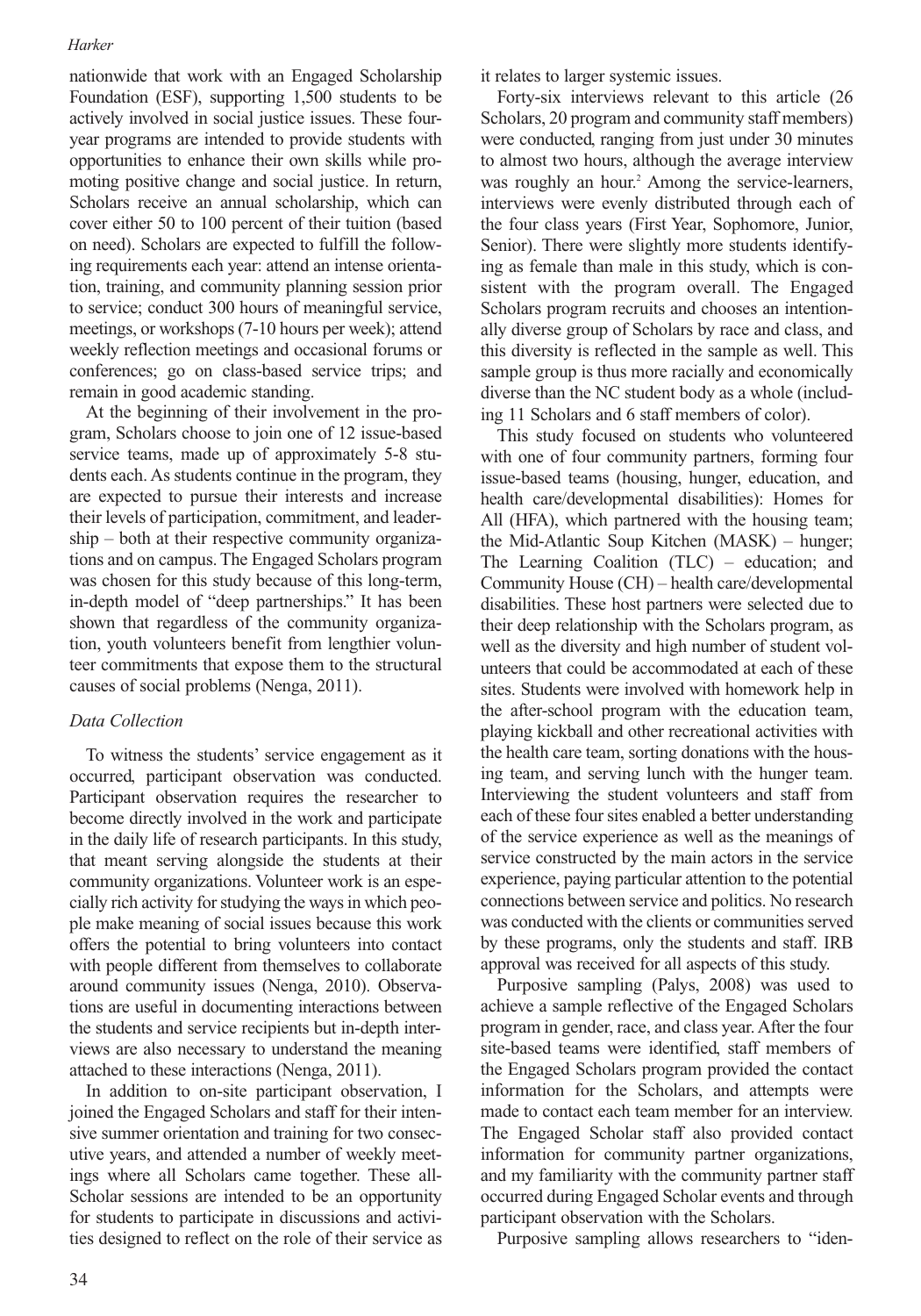nationwide that work with an Engaged Scholarship Foundation (ESF), supporting 1,500 students to be actively involved in social justice issues. These four-year programs are intended to provide students with opportunities to enhance their own skills while promoting positive change and social justice. In return, Scholars receive an annual scholarship, which can cover either 50 to 100 percent of their tuition (based on need). Scholars are expected to fulfill the following requirements each year: attend an intense orientation, training, and community planning session prior to service; conduct 300 hours of meaningful service, meetings, or workshops (7-10 hours per week); attend weekly reflection meetings and occasional forums or conferences; go on class-based service trips; and remain in good academic standing.

At the beginning of their involvement in the program, Scholars choose to join one of 12 issue-based service teams, made up of approximately 5-8 students each. As students continue in the program, they are expected to pursue their interests and increase their levels of participation, commitment, and leadership – both at their respective community organizations and on campus. The Engaged Scholars program was chosen for this study because of this long-term, in-depth model of "deep partnerships." It has been shown that regardless of the community organization, youth volunteers benefit from lengthier volunteer commitments that expose them to the structural causes of social problems (Nenga, 2011).

### *Data Collection*

To witness the students' service engagement as it occurred, participant observation was conducted. Participant observation requires the researcher to become directly involved in the work and participate in the daily life of research participants. In this study, that meant serving alongside the students at their community organizations. Volunteer work is an especially rich activity for studying the ways in which people make meaning of social issues because this work offers the potential to bring volunteers into contact with people different from themselves to collaborate around community issues (Nenga, 2010). Observations are useful in documenting interactions between the students and service recipients but in-depth interviews are also necessary to understand the meaning attached to these interactions (Nenga, 2011).

In addition to on-site participant observation, I joined the Engaged Scholars and staff for their intensive summer orientation and training for two consecutive years, and attended a number of weekly meetings where all Scholars came together. These all-Scholar sessions are intended to be an opportunity for students to participate in discussions and activities designed to reflect on the role of their service as it relates to larger systemic issues.

Forty-six interviews relevant to this article (26 Scholars, 20 program and community staff members) were conducted, ranging from just under 30 minutes to almost two hours, although the average interview was roughly an hour.[2] Among the service-learners, interviews were evenly distributed through each of the four class years (First Year, Sophomore, Junior, Senior). There were slightly more students identifying as female than male in this study, which is consistent with the program overall. The Engaged Scholars program recruits and chooses an intentionally diverse group of Scholars by race and class, and this diversity is reflected in the sample as well. This sample group is thus more racially and economically diverse than the NC student body as a whole (including 11 Scholars and 6 staff members of color).

This study focused on students who volunteered with one of four community partners, forming four issue-based teams (housing, hunger, education, and health care/developmental disabilities): Homes for All (HFA), which partnered with the housing team; the Mid-Atlantic Soup Kitchen (MASK) – hunger; The Learning Coalition (TLC) – education; and Community House (CH) – health care/developmental disabilities. These host partners were selected due to their deep relationship with the Scholars program, as well as the diversity and high number of student volunteers that could be accommodated at each of these sites. Students were involved with homework help in the after-school program with the education team, playing kickball and other recreational activities with the health care team, sorting donations with the housing team, and serving lunch with the hunger team. Interviewing the student volunteers and staff from each of these four sites enabled a better understanding of the service experience as well as the meanings of service constructed by the main actors in the service experience, paying particular attention to the potential connections between service and politics. No research was conducted with the clients or communities served by these programs, only the students and staff. IRB approval was received for all aspects of this study.

Purposive sampling (Palys, 2008) was used to achieve a sample reflective of the Engaged Scholars program in gender, race, and class year. After the four site-based teams were identified, staff members of the Engaged Scholars program provided the contact information for the Scholars, and attempts were made to contact each team member for an interview. The Engaged Scholar staff also provided contact information for community partner organizations, and my familiarity with the community partner staff occurred during Engaged Scholar events and through participant observation with the Scholars.

Purposive sampling allows researchers to "iden-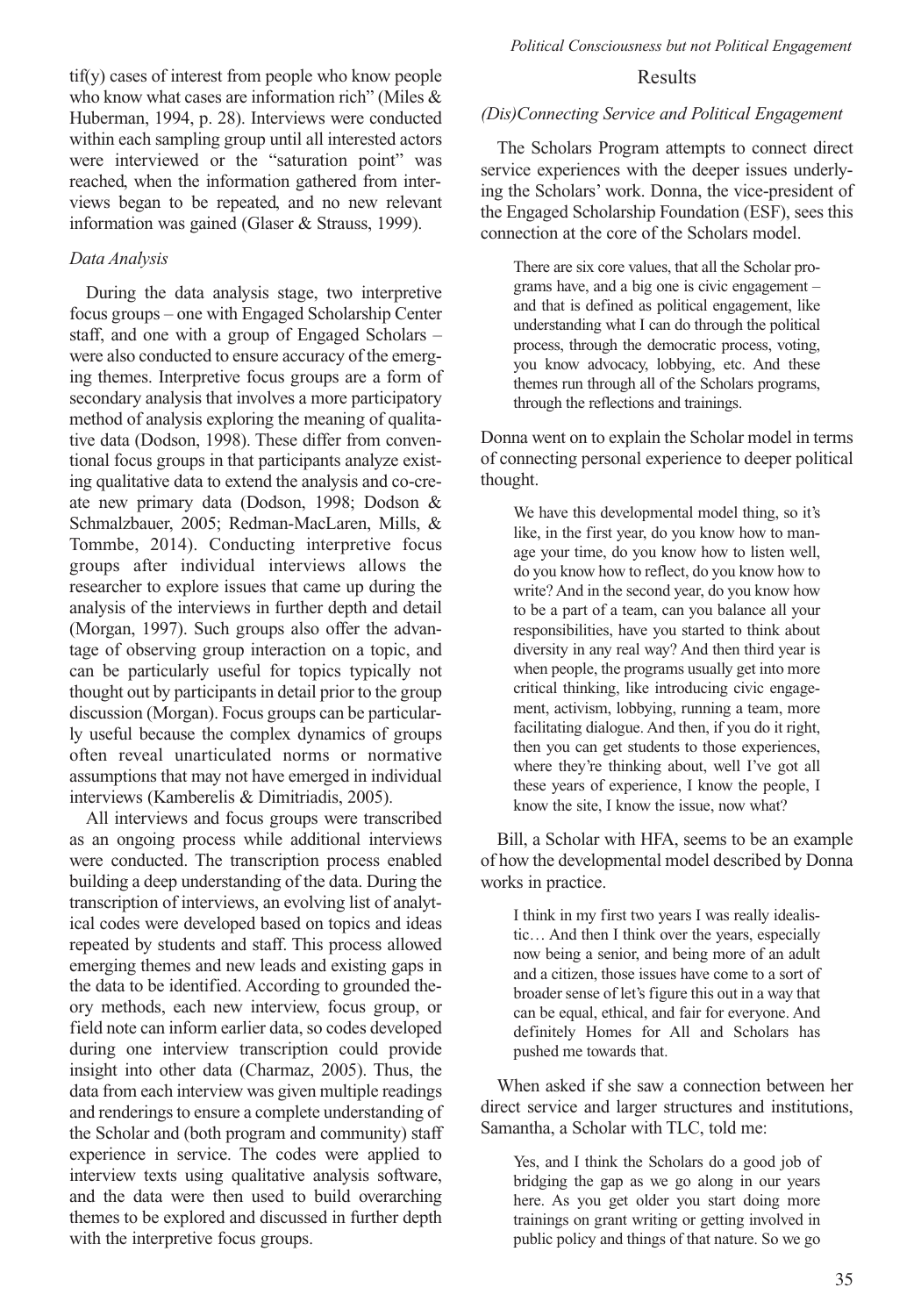tif(y) cases of interest from people who know people who know what cases are information rich" (Miles & Huberman, 1994, p. 28). Interviews were conducted within each sampling group until all interested actors were interviewed or the "saturation point" was reached, when the information gathered from interviews began to be repeated, and no new relevant information was gained (Glaser & Strauss, 1999).

### *Data Analysis*

During the data analysis stage, two interpretive focus groups – one with Engaged Scholarship Center staff, and one with a group of Engaged Scholars – were also conducted to ensure accuracy of the emerging themes. Interpretive focus groups are a form of secondary analysis that involves a more participatory method of analysis exploring the meaning of qualitative data (Dodson, 1998). These differ from conventional focus groups in that participants analyze existing qualitative data to extend the analysis and co-create new primary data (Dodson, 1998; Dodson & Schmalzbauer, 2005; Redman-MacLaren, Mills, & Tommbe, 2014). Conducting interpretive focus groups after individual interviews allows the researcher to explore issues that came up during the analysis of the interviews in further depth and detail (Morgan, 1997). Such groups also offer the advantage of observing group interaction on a topic, and can be particularly useful for topics typically not thought out by participants in detail prior to the group discussion (Morgan). Focus groups can be particularly useful because the complex dynamics of groups often reveal unarticulated norms or normative assumptions that may not have emerged in individual interviews (Kamberelis & Dimitriadis, 2005).

All interviews and focus groups were transcribed as an ongoing process while additional interviews were conducted. The transcription process enabled building a deep understanding of the data. During the transcription of interviews, an evolving list of analytical codes were developed based on topics and ideas repeated by students and staff. This process allowed emerging themes and new leads and existing gaps in the data to be identified. According to grounded theory methods, each new interview, focus group, or field note can inform earlier data, so codes developed during one interview transcription could provide insight into other data (Charmaz, 2005). Thus, the data from each interview was given multiple readings and renderings to ensure a complete understanding of the Scholar and (both program and community) staff experience in service. The codes were applied to interview texts using qualitative analysis software, and the data were then used to build overarching themes to be explored and discussed in further depth with the interpretive focus groups.

## Results

### *(Dis)Connecting Service and Political Engagement*

The Scholars Program attempts to connect direct service experiences with the deeper issues underlying the Scholars' work. Donna, the vice-president of the Engaged Scholarship Foundation (ESF), sees this connection at the core of the Scholars model.

> There are six core values, that all the Scholar programs have, and a big one is civic engagement – and that is defined as political engagement, like understanding what I can do through the political process, through the democratic process, voting, you know advocacy, lobbying, etc. And these themes run through all of the Scholars programs, through the reflections and trainings.

Donna went on to explain the Scholar model in terms of connecting personal experience to deeper political thought.

> We have this developmental model thing, so it's like, in the first year, do you know how to manage your time, do you know how to listen well, do you know how to reflect, do you know how to write? And in the second year, do you know how to be a part of a team, can you balance all your responsibilities, have you started to think about diversity in any real way? And then third year is when people, the programs usually get into more critical thinking, like introducing civic engagement, activism, lobbying, running a team, more facilitating dialogue. And then, if you do it right, then you can get students to those experiences, where they're thinking about, well I've got all these years of experience, I know the people, I know the site, I know the issue, now what?

Bill, a Scholar with HFA, seems to be an example of how the developmental model described by Donna works in practice.

> I think in my first two years I was really idealistic… And then I think over the years, especially now being a senior, and being more of an adult and a citizen, those issues have come to a sort of broader sense of let's figure this out in a way that can be equal, ethical, and fair for everyone. And definitely Homes for All and Scholars has pushed me towards that.

When asked if she saw a connection between her direct service and larger structures and institutions, Samantha, a Scholar with TLC, told me:

> Yes, and I think the Scholars do a good job of bridging the gap as we go along in our years here. As you get older you start doing more trainings on grant writing or getting involved in public policy and things of that nature. So we go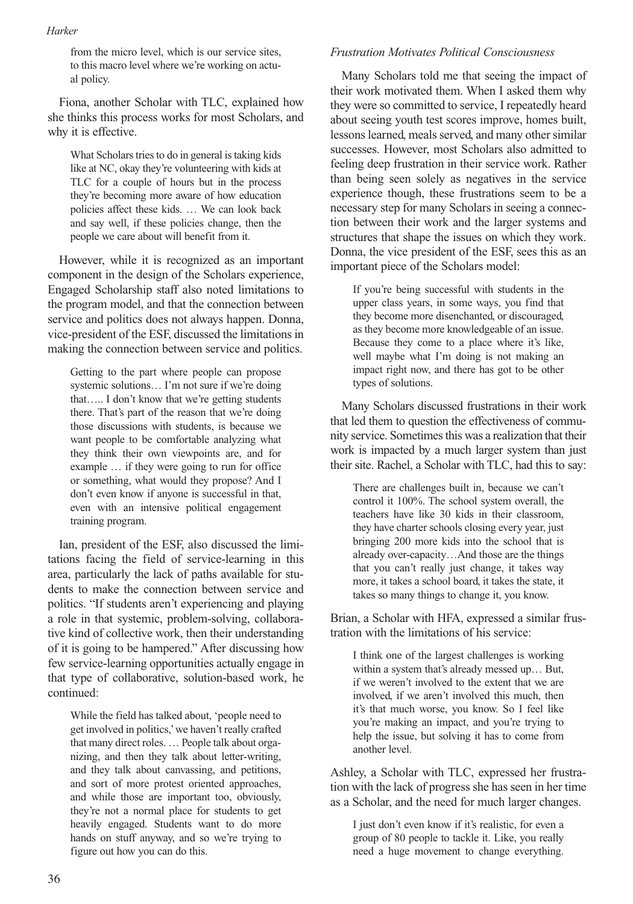> from the micro level, which is our service sites, to this macro level where we're working on actual policy.

Fiona, another Scholar with TLC, explained how she thinks this process works for most Scholars, and why it is effective.

> What Scholars tries to do in general is taking kids like at NC, okay they're volunteering with kids at TLC for a couple of hours but in the process they're becoming more aware of how education policies affect these kids. … We can look back and say well, if these policies change, then the people we care about will benefit from it.

However, while it is recognized as an important component in the design of the Scholars experience, Engaged Scholarship staff also noted limitations to the program model, and that the connection between service and politics does not always happen. Donna, vice-president of the ESF, discussed the limitations in making the connection between service and politics.

> Getting to the part where people can propose systemic solutions… I'm not sure if we're doing that….. I don't know that we're getting students there. That's part of the reason that we're doing those discussions with students, is because we want people to be comfortable analyzing what they think their own viewpoints are, and for example … if they were going to run for office or something, what would they propose? And I don't even know if anyone is successful in that, even with an intensive political engagement training program.

Ian, president of the ESF, also discussed the limitations facing the field of service-learning in this area, particularly the lack of paths available for students to make the connection between service and politics. "If students aren't experiencing and playing a role in that systemic, problem-solving, collaborative kind of collective work, then their understanding of it is going to be hampered." After discussing how few service-learning opportunities actually engage in that type of collaborative, solution-based work, he continued:

> While the field has talked about, 'people need to get involved in politics,' we haven't really crafted that many direct roles. … People talk about organizing, and then they talk about letter-writing, and they talk about canvassing, and petitions, and sort of more protest oriented approaches, and while those are important too, obviously, they're not a normal place for students to get heavily engaged. Students want to do more hands on stuff anyway, and so we're trying to figure out how you can do this.

*Frustration Motivates Political Consciousness*

Many Scholars told me that seeing the impact of their work motivated them. When I asked them why they were so committed to service, I repeatedly heard about seeing youth test scores improve, homes built, lessons learned, meals served, and many other similar successes. However, most Scholars also admitted to feeling deep frustration in their service work. Rather than being seen solely as negatives in the service experience though, these frustrations seem to be a necessary step for many Scholars in seeing a connection between their work and the larger systems and structures that shape the issues on which they work. Donna, the vice president of the ESF, sees this as an important piece of the Scholars model:

> If you're being successful with students in the upper class years, in some ways, you find that they become more disenchanted, or discouraged, as they become more knowledgeable of an issue. Because they come to a place where it's like, well maybe what I'm doing is not making an impact right now, and there has got to be other types of solutions.

Many Scholars discussed frustrations in their work that led them to question the effectiveness of community service. Sometimes this was a realization that their work is impacted by a much larger system than just their site. Rachel, a Scholar with TLC, had this to say:

> There are challenges built in, because we can't control it 100%. The school system overall, the teachers have like 30 kids in their classroom, they have charter schools closing every year, just bringing 200 more kids into the school that is already over-capacity…And those are the things that you can't really just change, it takes way more, it takes a school board, it takes the state, it takes so many things to change it, you know.

Brian, a Scholar with HFA, expressed a similar frustration with the limitations of his service:

> I think one of the largest challenges is working within a system that's already messed up… But, if we weren't involved to the extent that we are involved, if we aren't involved this much, then it's that much worse, you know. So I feel like you're making an impact, and you're trying to help the issue, but solving it has to come from another level.

Ashley, a Scholar with TLC, expressed her frustration with the lack of progress she has seen in her time as a Scholar, and the need for much larger changes.

> I just don't even know if it's realistic, for even a group of 80 people to tackle it. Like, you really need a huge movement to change everything.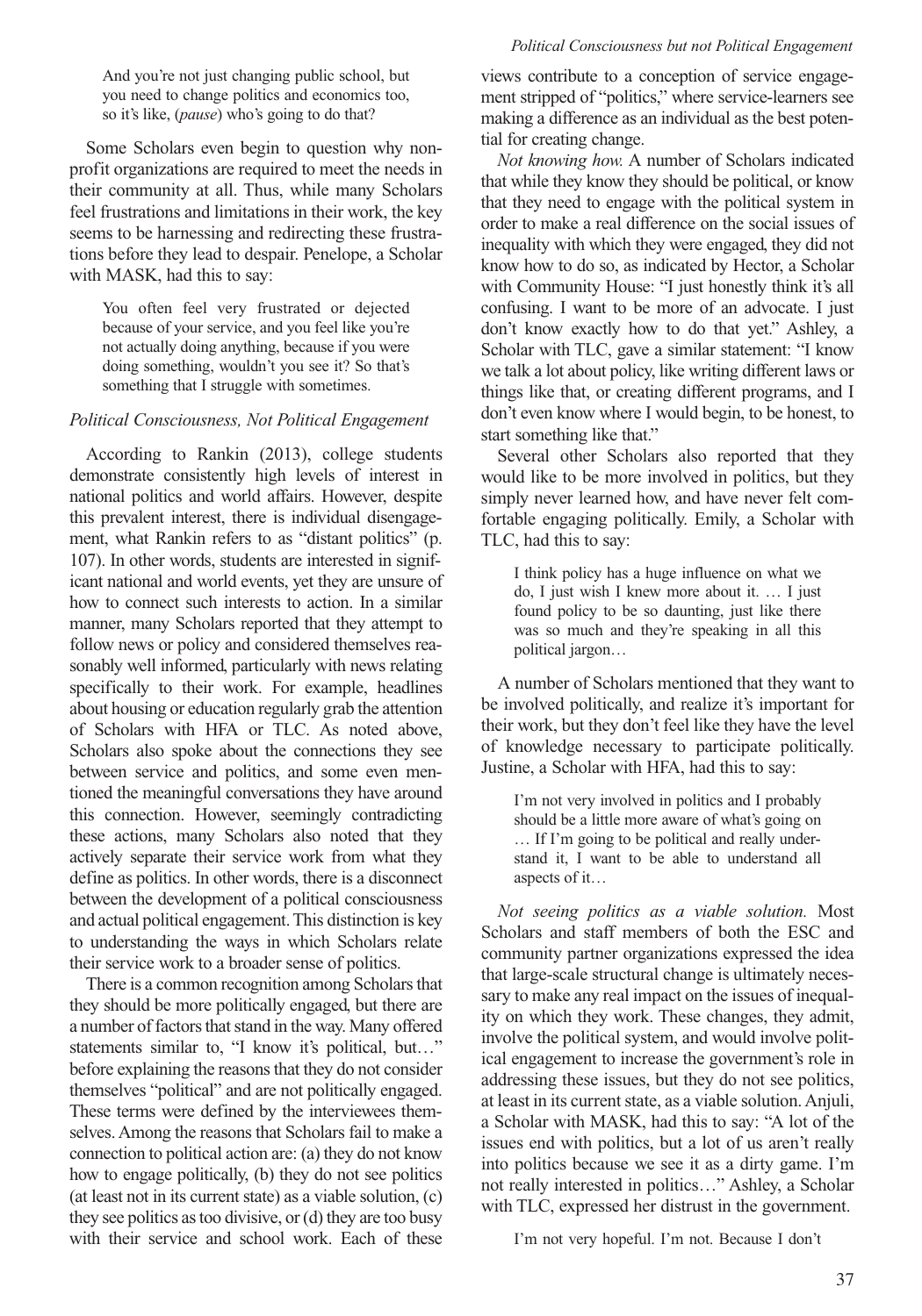> And you're not just changing public school, but you need to change politics and economics too, so it's like, (*pause*) who's going to do that?

Some Scholars even begin to question why nonprofit organizations are required to meet the needs in their community at all. Thus, while many Scholars feel frustrations and limitations in their work, the key seems to be harnessing and redirecting these frustrations before they lead to despair. Penelope, a Scholar with MASK, had this to say:

> You often feel very frustrated or dejected because of your service, and you feel like you're not actually doing anything, because if you were doing something, wouldn't you see it? So that's something that I struggle with sometimes.

### *Political Consciousness, Not Political Engagement*

According to Rankin (2013), college students demonstrate consistently high levels of interest in national politics and world affairs. However, despite this prevalent interest, there is individual disengagement, what Rankin refers to as "distant politics" (p. 107). In other words, students are interested in significant national and world events, yet they are unsure of how to connect such interests to action. In a similar manner, many Scholars reported that they attempt to follow news or policy and considered themselves reasonably well informed, particularly with news relating specifically to their work. For example, headlines about housing or education regularly grab the attention of Scholars with HFA or TLC. As noted above, Scholars also spoke about the connections they see between service and politics, and some even mentioned the meaningful conversations they have around this connection. However, seemingly contradicting these actions, many Scholars also noted that they actively separate their service work from what they define as politics. In other words, there is a disconnect between the development of a political consciousness and actual political engagement. This distinction is key to understanding the ways in which Scholars relate their service work to a broader sense of politics.

There is a common recognition among Scholars that they should be more politically engaged, but there are a number of factors that stand in the way. Many offered statements similar to, "I know it's political, but…" before explaining the reasons that they do not consider themselves "political" and are not politically engaged. These terms were defined by the interviewees themselves. Among the reasons that Scholars fail to make a connection to political action are: (a) they do not know how to engage politically, (b) they do not see politics (at least not in its current state) as a viable solution, (c) they see politics as too divisive, or (d) they are too busy with their service and school work. Each of these views contribute to a conception of service engagement stripped of "politics," where service-learners see making a difference as an individual as the best potential for creating change.

*Not knowing how.* A number of Scholars indicated that while they know they should be political, or know that they need to engage with the political system in order to make a real difference on the social issues of inequality with which they were engaged, they did not know how to do so, as indicated by Hector, a Scholar with Community House: "I just honestly think it's all confusing. I want to be more of an advocate. I just don't know exactly how to do that yet." Ashley, a Scholar with TLC, gave a similar statement: "I know we talk a lot about policy, like writing different laws or things like that, or creating different programs, and I don't even know where I would begin, to be honest, to start something like that."

Several other Scholars also reported that they would like to be more involved in politics, but they simply never learned how, and have never felt comfortable engaging politically. Emily, a Scholar with TLC, had this to say:

> I think policy has a huge influence on what we do, I just wish I knew more about it. … I just found policy to be so daunting, just like there was so much and they're speaking in all this political jargon…

A number of Scholars mentioned that they want to be involved politically, and realize it's important for their work, but they don't feel like they have the level of knowledge necessary to participate politically. Justine, a Scholar with HFA, had this to say:

> I'm not very involved in politics and I probably should be a little more aware of what's going on … If I'm going to be political and really understand it, I want to be able to understand all aspects of it…

*Not seeing politics as a viable solution.* Most Scholars and staff members of both the ESC and community partner organizations expressed the idea that large-scale structural change is ultimately necessary to make any real impact on the issues of inequality on which they work. These changes, they admit, involve the political system, and would involve political engagement to increase the government's role in addressing these issues, but they do not see politics, at least in its current state, as a viable solution. Anjuli, a Scholar with MASK, had this to say: "A lot of the issues end with politics, but a lot of us aren't really into politics because we see it as a dirty game. I'm not really interested in politics…" Ashley, a Scholar with TLC, expressed her distrust in the government.

> I'm not very hopeful. I'm not. Because I don't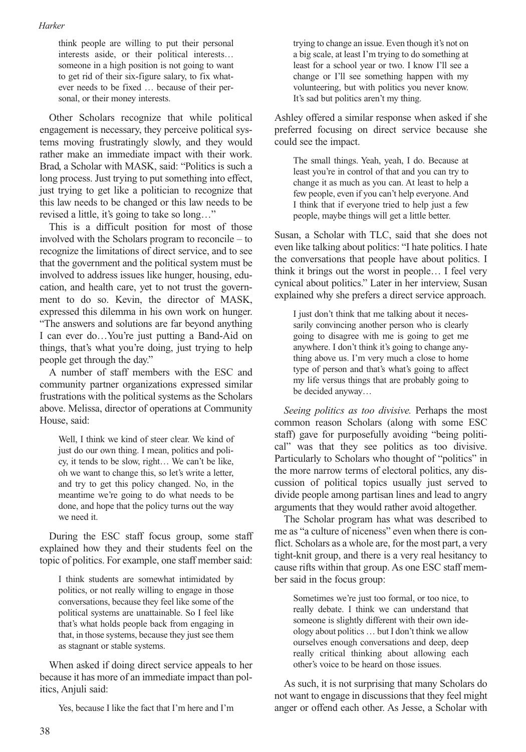> think people are willing to put their personal interests aside, or their political interests… someone in a high position is not going to want to get rid of their six-figure salary, to fix whatever needs to be fixed … because of their personal, or their money interests.

Other Scholars recognize that while political engagement is necessary, they perceive political systems moving frustratingly slowly, and they would rather make an immediate impact with their work. Brad, a Scholar with MASK, said: "Politics is such a long process. Just trying to put something into effect, just trying to get like a politician to recognize that this law needs to be changed or this law needs to be revised a little, it's going to take so long…"

This is a difficult position for most of those involved with the Scholars program to reconcile – to recognize the limitations of direct service, and to see that the government and the political system must be involved to address issues like hunger, housing, education, and health care, yet to not trust the government to do so. Kevin, the director of MASK, expressed this dilemma in his own work on hunger. "The answers and solutions are far beyond anything I can ever do…You're just putting a Band-Aid on things, that's what you're doing, just trying to help people get through the day."

A number of staff members with the ESC and community partner organizations expressed similar frustrations with the political systems as the Scholars above. Melissa, director of operations at Community House, said:

> Well, I think we kind of steer clear. We kind of just do our own thing. I mean, politics and policy, it tends to be slow, right… We can't be like, oh we want to change this, so let's write a letter, and try to get this policy changed. No, in the meantime we're going to do what needs to be done, and hope that the policy turns out the way we need it.

During the ESC staff focus group, some staff explained how they and their students feel on the topic of politics. For example, one staff member said:

> I think students are somewhat intimidated by politics, or not really willing to engage in those conversations, because they feel like some of the political systems are unattainable. So I feel like that's what holds people back from engaging in that, in those systems, because they just see them as stagnant or stable systems.

When asked if doing direct service appeals to her because it has more of an immediate impact than politics, Anjuli said:

> Yes, because I like the fact that I'm here and I'm trying to change an issue. Even though it's not on a big scale, at least I'm trying to do something at least for a school year or two. I know I'll see a change or I'll see something happen with my volunteering, but with politics you never know. It's sad but politics aren't my thing.

Ashley offered a similar response when asked if she preferred focusing on direct service because she could see the impact.

> The small things. Yeah, yeah, I do. Because at least you're in control of that and you can try to change it as much as you can. At least to help a few people, even if you can't help everyone. And I think that if everyone tried to help just a few people, maybe things will get a little better.

Susan, a Scholar with TLC, said that she does not even like talking about politics: "I hate politics. I hate the conversations that people have about politics. I think it brings out the worst in people… I feel very cynical about politics." Later in her interview, Susan explained why she prefers a direct service approach.

> I just don't think that me talking about it necessarily convincing another person who is clearly going to disagree with me is going to get me anywhere. I don't think it's going to change anything above us. I'm very much a close to home type of person and that's what's going to affect my life versus things that are probably going to be decided anyway…

*Seeing politics as too divisive.* Perhaps the most common reason Scholars (along with some ESC staff) gave for purposefully avoiding "being political" was that they see politics as too divisive. Particularly to Scholars who thought of "politics" in the more narrow terms of electoral politics, any discussion of political topics usually just served to divide people among partisan lines and lead to angry arguments that they would rather avoid altogether.

The Scholar program has what was described to me as "a culture of niceness" even when there is conflict. Scholars as a whole are, for the most part, a very tight-knit group, and there is a very real hesitancy to cause rifts within that group. As one ESC staff member said in the focus group:

> Sometimes we're just too formal, or too nice, to really debate. I think we can understand that someone is slightly different with their own ideology about politics … but I don't think we allow ourselves enough conversations and deep, deep really critical thinking about allowing each other's voice to be heard on those issues.

As such, it is not surprising that many Scholars do not want to engage in discussions that they feel might anger or offend each other. As Jesse, a Scholar with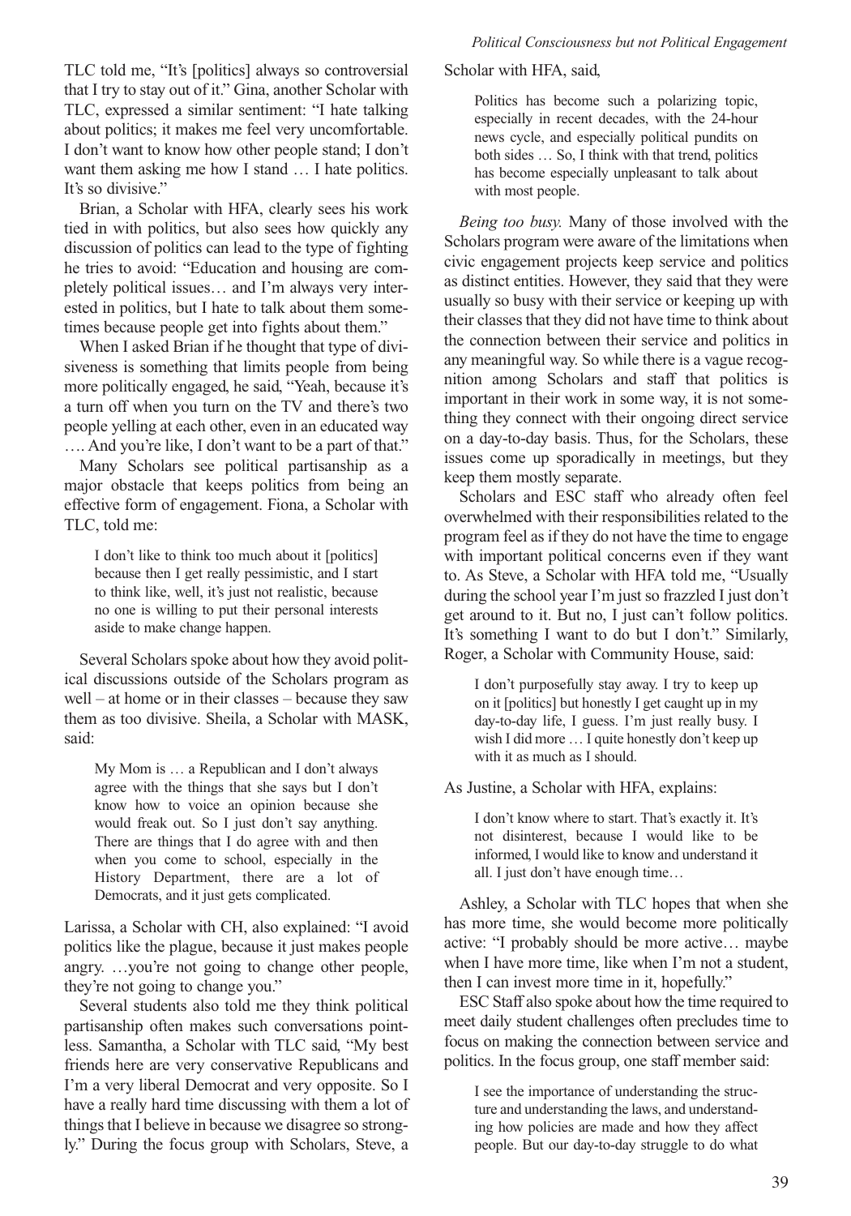TLC told me, "It's [politics] always so controversial that I try to stay out of it." Gina, another Scholar with TLC, expressed a similar sentiment: "I hate talking about politics; it makes me feel very uncomfortable. I don't want to know how other people stand; I don't want them asking me how I stand … I hate politics. It's so divisive."

Brian, a Scholar with HFA, clearly sees his work tied in with politics, but also sees how quickly any discussion of politics can lead to the type of fighting he tries to avoid: "Education and housing are completely political issues… and I'm always very interested in politics, but I hate to talk about them sometimes because people get into fights about them."

When I asked Brian if he thought that type of divisiveness is something that limits people from being more politically engaged, he said, "Yeah, because it's a turn off when you turn on the TV and there's two people yelling at each other, even in an educated way …. And you're like, I don't want to be a part of that."

Many Scholars see political partisanship as a major obstacle that keeps politics from being an effective form of engagement. Fiona, a Scholar with TLC, told me:

> I don't like to think too much about it [politics] because then I get really pessimistic, and I start to think like, well, it's just not realistic, because no one is willing to put their personal interests aside to make change happen.

Several Scholars spoke about how they avoid political discussions outside of the Scholars program as well – at home or in their classes – because they saw them as too divisive. Sheila, a Scholar with MASK, said:

> My Mom is … a Republican and I don't always agree with the things that she says but I don't know how to voice an opinion because she would freak out. So I just don't say anything. There are things that I do agree with and then when you come to school, especially in the History Department, there are a lot of Democrats, and it just gets complicated.

Larissa, a Scholar with CH, also explained: "I avoid politics like the plague, because it just makes people angry. …you're not going to change other people, they're not going to change you."

Several students also told me they think political partisanship often makes such conversations pointless. Samantha, a Scholar with TLC said, "My best friends here are very conservative Republicans and I'm a very liberal Democrat and very opposite. So I have a really hard time discussing with them a lot of things that I believe in because we disagree so strongly." During the focus group with Scholars, Steve, a Scholar with HFA, said,

> Politics has become such a polarizing topic, especially in recent decades, with the 24-hour news cycle, and especially political pundits on both sides … So, I think with that trend, politics has become especially unpleasant to talk about with most people.

*Being too busy.* Many of those involved with the Scholars program were aware of the limitations when civic engagement projects keep service and politics as distinct entities. However, they said that they were usually so busy with their service or keeping up with their classes that they did not have time to think about the connection between their service and politics in any meaningful way. So while there is a vague recognition among Scholars and staff that politics is important in their work in some way, it is not something they connect with their ongoing direct service on a day-to-day basis. Thus, for the Scholars, these issues come up sporadically in meetings, but they keep them mostly separate.

Scholars and ESC staff who already often feel overwhelmed with their responsibilities related to the program feel as if they do not have the time to engage with important political concerns even if they want to. As Steve, a Scholar with HFA told me, "Usually during the school year I'm just so frazzled I just don't get around to it. But no, I just can't follow politics. It's something I want to do but I don't." Similarly, Roger, a Scholar with Community House, said:

> I don't purposefully stay away. I try to keep up on it [politics] but honestly I get caught up in my day-to-day life, I guess. I'm just really busy. I wish I did more … I quite honestly don't keep up with it as much as I should.

As Justine, a Scholar with HFA, explains:

> I don't know where to start. That's exactly it. It's not disinterest, because I would like to be informed, I would like to know and understand it all. I just don't have enough time…

Ashley, a Scholar with TLC hopes that when she has more time, she would become more politically active: "I probably should be more active… maybe when I have more time, like when I'm not a student, then I can invest more time in it, hopefully."

ESC Staff also spoke about how the time required to meet daily student challenges often precludes time to focus on making the connection between service and politics. In the focus group, one staff member said:

> I see the importance of understanding the structure and understanding the laws, and understanding how policies are made and how they affect people. But our day-to-day struggle to do what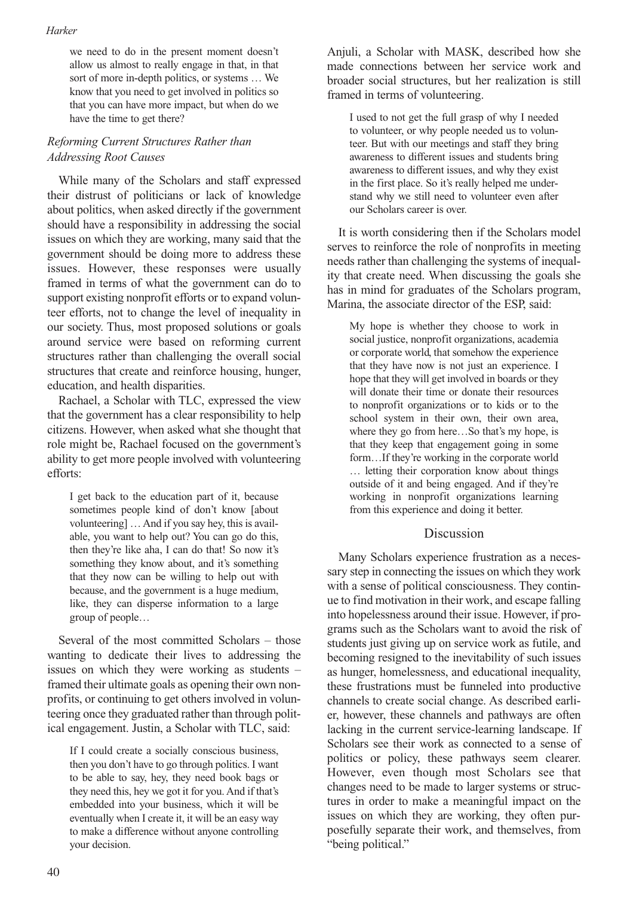> we need to do in the present moment doesn't allow us almost to really engage in that, in that sort of more in-depth politics, or systems … We know that you need to get involved in politics so that you can have more impact, but when do we have the time to get there?

### *Reforming Current Structures Rather than Addressing Root Causes*

While many of the Scholars and staff expressed their distrust of politicians or lack of knowledge about politics, when asked directly if the government should have a responsibility in addressing the social issues on which they are working, many said that the government should be doing more to address these issues. However, these responses were usually framed in terms of what the government can do to support existing nonprofit efforts or to expand volunteer efforts, not to change the level of inequality in our society. Thus, most proposed solutions or goals around service were based on reforming current structures rather than challenging the overall social structures that create and reinforce housing, hunger, education, and health disparities.

Rachael, a Scholar with TLC, expressed the view that the government has a clear responsibility to help citizens. However, when asked what she thought that role might be, Rachael focused on the government's ability to get more people involved with volunteering efforts:

> I get back to the education part of it, because sometimes people kind of don't know [about volunteering] … And if you say hey, this is available, you want to help out? You can go do this, then they're like aha, I can do that! So now it's something they know about, and it's something that they now can be willing to help out with because, and the government is a huge medium, like, they can disperse information to a large group of people…

Several of the most committed Scholars – those wanting to dedicate their lives to addressing the issues on which they were working as students – framed their ultimate goals as opening their own nonprofits, or continuing to get others involved in volunteering once they graduated rather than through political engagement. Justin, a Scholar with TLC, said:

> If I could create a socially conscious business, then you don't have to go through politics. I want to be able to say, hey, they need book bags or they need this, hey we got it for you. And if that's embedded into your business, which it will be eventually when I create it, it will be an easy way to make a difference without anyone controlling your decision.

Anjuli, a Scholar with MASK, described how she made connections between her service work and broader social structures, but her realization is still framed in terms of volunteering.

> I used to not get the full grasp of why I needed to volunteer, or why people needed us to volunteer. But with our meetings and staff they bring awareness to different issues and students bring awareness to different issues, and why they exist in the first place. So it's really helped me understand why we still need to volunteer even after our Scholars career is over.

It is worth considering then if the Scholars model serves to reinforce the role of nonprofits in meeting needs rather than challenging the systems of inequality that create need. When discussing the goals she has in mind for graduates of the Scholars program, Marina, the associate director of the ESP, said:

> My hope is whether they choose to work in social justice, nonprofit organizations, academia or corporate world, that somehow the experience that they have now is not just an experience. I hope that they will get involved in boards or they will donate their time or donate their resources to nonprofit organizations or to kids or to the school system in their own, their own area, where they go from here…So that's my hope, is that they keep that engagement going in some form…If they're working in the corporate world … letting their corporation know about things outside of it and being engaged. And if they're working in nonprofit organizations learning from this experience and doing it better.

## Discussion

Many Scholars experience frustration as a necessary step in connecting the issues on which they work with a sense of political consciousness. They continue to find motivation in their work, and escape falling into hopelessness around their issue. However, if programs such as the Scholars want to avoid the risk of students just giving up on service work as futile, and becoming resigned to the inevitability of such issues as hunger, homelessness, and educational inequality, these frustrations must be funneled into productive channels to create social change. As described earlier, however, these channels and pathways are often lacking in the current service-learning landscape. If Scholars see their work as connected to a sense of politics or policy, these pathways seem clearer. However, even though most Scholars see that changes need to be made to larger systems or structures in order to make a meaningful impact on the issues on which they are working, they often purposefully separate their work, and themselves, from "being political."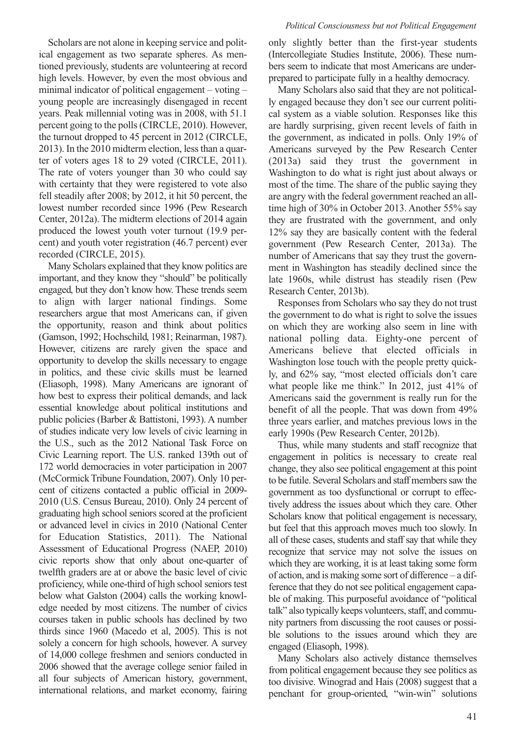Scholars are not alone in keeping service and political engagement as two separate spheres. As mentioned previously, students are volunteering at record high levels. However, by even the most obvious and minimal indicator of political engagement – voting – young people are increasingly disengaged in recent years. Peak millennial voting was in 2008, with 51.1 percent going to the polls (CIRCLE, 2010). However, the turnout dropped to 45 percent in 2012 (CIRCLE, 2013). In the 2010 midterm election, less than a quarter of voters ages 18 to 29 voted (CIRCLE, 2011). The rate of voters younger than 30 who could say with certainty that they were registered to vote also fell steadily after 2008; by 2012, it hit 50 percent, the lowest number recorded since 1996 (Pew Research Center, 2012a). The midterm elections of 2014 again produced the lowest youth voter turnout (19.9 percent) and youth voter registration (46.7 percent) ever recorded (CIRCLE, 2015).

Many Scholars explained that they know politics are important, and they know they "should" be politically engaged, but they don't know how. These trends seem to align with larger national findings. Some researchers argue that most Americans can, if given the opportunity, reason and think about politics (Gamson, 1992; Hochschild, 1981; Reinarman, 1987). However, citizens are rarely given the space and opportunity to develop the skills necessary to engage in politics, and these civic skills must be learned (Eliasoph, 1998). Many Americans are ignorant of how best to express their political demands, and lack essential knowledge about political institutions and public policies (Barber & Battistoni, 1993). A number of studies indicate very low levels of civic learning in the U.S., such as the 2012 National Task Force on Civic Learning report. The U.S. ranked 139th out of 172 world democracies in voter participation in 2007 (McCormick Tribune Foundation, 2007). Only 10 percent of citizens contacted a public official in 2009-2010 (U.S. Census Bureau, 2010). Only 24 percent of graduating high school seniors scored at the proficient or advanced level in civics in 2010 (National Center for Education Statistics, 2011). The National Assessment of Educational Progress (NAEP, 2010) civic reports show that only about one-quarter of twelfth graders are at or above the basic level of civic proficiency, while one-third of high school seniors test below what Galston (2004) calls the working knowledge needed by most citizens. The number of civics courses taken in public schools has declined by two thirds since 1960 (Macedo et al, 2005). This is not solely a concern for high schools, however. A survey of 14,000 college freshmen and seniors conducted in 2006 showed that the average college senior failed in all four subjects of American history, government, international relations, and market economy, fairing only slightly better than the first-year students (Intercollegiate Studies Institute, 2006). These numbers seem to indicate that most Americans are underprepared to participate fully in a healthy democracy.

Many Scholars also said that they are not politically engaged because they don't see our current political system as a viable solution. Responses like this are hardly surprising, given recent levels of faith in the government, as indicated in polls. Only 19% of Americans surveyed by the Pew Research Center (2013a) said they trust the government in Washington to do what is right just about always or most of the time. The share of the public saying they are angry with the federal government reached an all-time high of 30% in October 2013. Another 55% say they are frustrated with the government, and only 12% say they are basically content with the federal government (Pew Research Center, 2013a). The number of Americans that say they trust the government in Washington has steadily declined since the late 1960s, while distrust has steadily risen (Pew Research Center, 2013b).

Responses from Scholars who say they do not trust the government to do what is right to solve the issues on which they are working also seem in line with national polling data. Eighty-one percent of Americans believe that elected officials in Washington lose touch with the people pretty quickly, and 62% say, "most elected officials don't care what people like me think." In 2012, just 41% of Americans said the government is really run for the benefit of all the people. That was down from 49% three years earlier, and matches previous lows in the early 1990s (Pew Research Center, 2012b).

Thus, while many students and staff recognize that engagement in politics is necessary to create real change, they also see political engagement at this point to be futile. Several Scholars and staff members saw the government as too dysfunctional or corrupt to effectively address the issues about which they care. Other Scholars know that political engagement is necessary, but feel that this approach moves much too slowly. In all of these cases, students and staff say that while they recognize that service may not solve the issues on which they are working, it is at least taking some form of action, and is making some sort of difference – a difference that they do not see political engagement capable of making. This purposeful avoidance of "political talk" also typically keeps volunteers, staff, and community partners from discussing the root causes or possible solutions to the issues around which they are engaged (Eliasoph, 1998).

Many Scholars also actively distance themselves from political engagement because they see politics as too divisive. Winograd and Hais (2008) suggest that a penchant for group-oriented, "win-win" solutions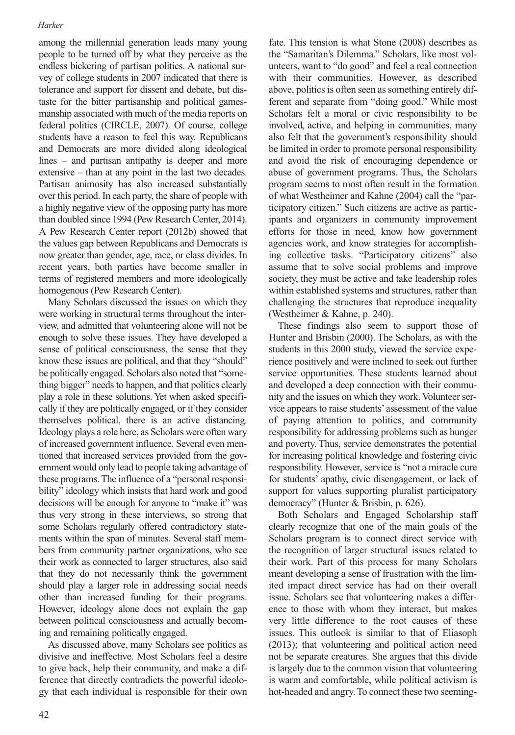among the millennial generation leads many young people to be turned off by what they perceive as the endless bickering of partisan politics. A national survey of college students in 2007 indicated that there is tolerance and support for dissent and debate, but distaste for the bitter partisanship and political gamesmanship associated with much of the media reports on federal politics (CIRCLE, 2007). Of course, college students have a reason to feel this way. Republicans and Democrats are more divided along ideological lines – and partisan antipathy is deeper and more extensive – than at any point in the last two decades. Partisan animosity has also increased substantially over this period. In each party, the share of people with a highly negative view of the opposing party has more than doubled since 1994 (Pew Research Center, 2014). A Pew Research Center report (2012b) showed that the values gap between Republicans and Democrats is now greater than gender, age, race, or class divides. In recent years, both parties have become smaller in terms of registered members and more ideologically homogenous (Pew Research Center).

Many Scholars discussed the issues on which they were working in structural terms throughout the interview, and admitted that volunteering alone will not be enough to solve these issues. They have developed a sense of political consciousness, the sense that they know these issues are political, and that they "should" be politically engaged. Scholars also noted that "something bigger" needs to happen, and that politics clearly play a role in these solutions. Yet when asked specifically if they are politically engaged, or if they consider themselves political, there is an active distancing. Ideology plays a role here, as Scholars were often wary of increased government influence. Several even mentioned that increased services provided from the government would only lead to people taking advantage of these programs. The influence of a "personal responsibility" ideology which insists that hard work and good decisions will be enough for anyone to "make it" was thus very strong in these interviews, so strong that some Scholars regularly offered contradictory statements within the span of minutes. Several staff members from community partner organizations, who see their work as connected to larger structures, also said that they do not necessarily think the government should play a larger role in addressing social needs other than increased funding for their programs. However, ideology alone does not explain the gap between political consciousness and actually becoming and remaining politically engaged.

As discussed above, many Scholars see politics as divisive and ineffective. Most Scholars feel a desire to give back, help their community, and make a difference that directly contradicts the powerful ideology that each individual is responsible for their own fate. This tension is what Stone (2008) describes as the "Samaritan's Dilemma." Scholars, like most volunteers, want to "do good" and feel a real connection with their communities. However, as described above, politics is often seen as something entirely different and separate from "doing good." While most Scholars felt a moral or civic responsibility to be involved, active, and helping in communities, many also felt that the government's responsibility should be limited in order to promote personal responsibility and avoid the risk of encouraging dependence or abuse of government programs. Thus, the Scholars program seems to most often result in the formation of what Westheimer and Kahne (2004) call the "participatory citizen." Such citizens are active as participants and organizers in community improvement efforts for those in need, know how government agencies work, and know strategies for accomplishing collective tasks. "Participatory citizens" also assume that to solve social problems and improve society, they must be active and take leadership roles within established systems and structures, rather than challenging the structures that reproduce inequality (Westheimer & Kahne, p. 240).

These findings also seem to support those of Hunter and Brisbin (2000). The Scholars, as with the students in this 2000 study, viewed the service experience positively and were inclined to seek out further service opportunities. These students learned about and developed a deep connection with their community and the issues on which they work. Volunteer service appears to raise students' assessment of the value of paying attention to politics, and community responsibility for addressing problems such as hunger and poverty. Thus, service demonstrates the potential for increasing political knowledge and fostering civic responsibility. However, service is "not a miracle cure for students' apathy, civic disengagement, or lack of support for values supporting pluralist participatory democracy" (Hunter & Brisbin, p. 626).

Both Scholars and Engaged Scholarship staff clearly recognize that one of the main goals of the Scholars program is to connect direct service with the recognition of larger structural issues related to their work. Part of this process for many Scholars meant developing a sense of frustration with the limited impact direct service has had on their overall issue. Scholars see that volunteering makes a difference to those with whom they interact, but makes very little difference to the root causes of these issues. This outlook is similar to that of Eliasoph (2013); that volunteering and political action need not be separate creatures. She argues that this divide is largely due to the common vision that volunteering is warm and comfortable, while political activism is hot-headed and angry. To connect these two seeming-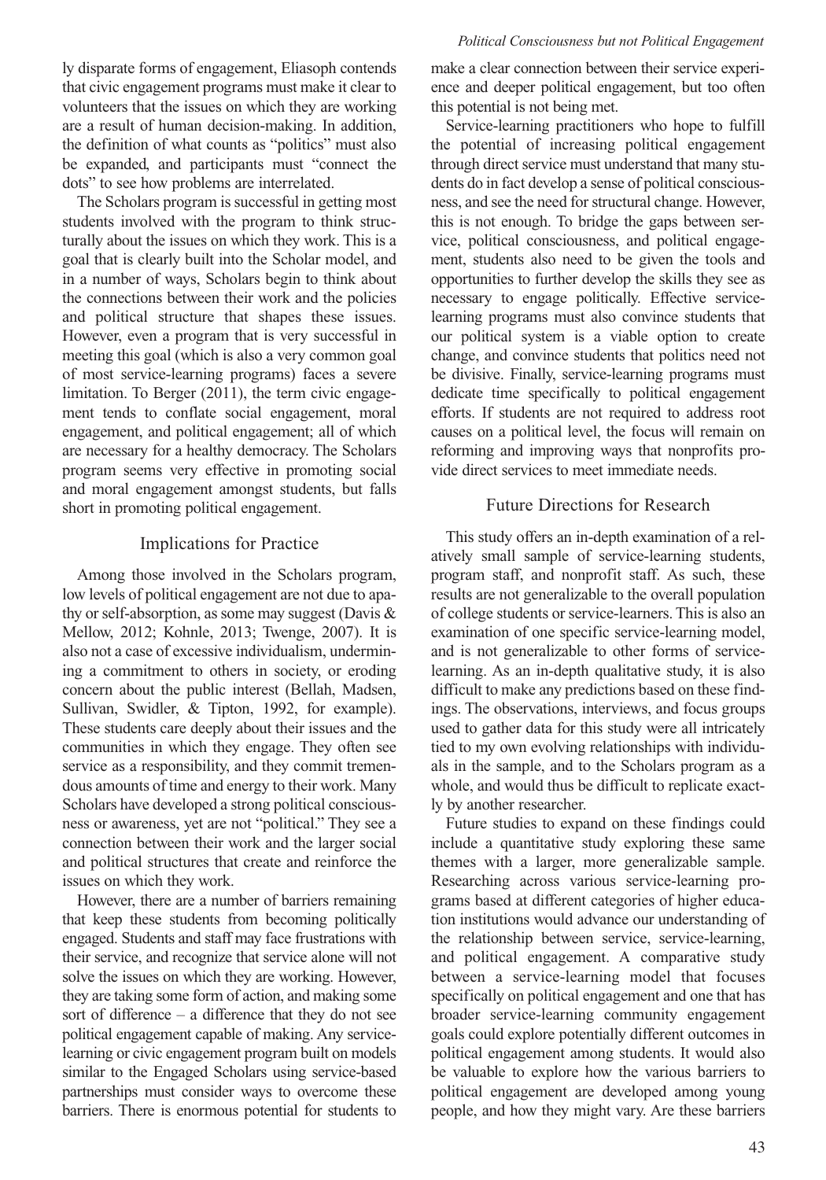ly disparate forms of engagement, Eliasoph contends that civic engagement programs must make it clear to volunteers that the issues on which they are working are a result of human decision-making. In addition, the definition of what counts as "politics" must also be expanded, and participants must "connect the dots" to see how problems are interrelated.

The Scholars program is successful in getting most students involved with the program to think structurally about the issues on which they work. This is a goal that is clearly built into the Scholar model, and in a number of ways, Scholars begin to think about the connections between their work and the policies and political structure that shapes these issues. However, even a program that is very successful in meeting this goal (which is also a very common goal of most service-learning programs) faces a severe limitation. To Berger (2011), the term civic engagement tends to conflate social engagement, moral engagement, and political engagement; all of which are necessary for a healthy democracy. The Scholars program seems very effective in promoting social and moral engagement amongst students, but falls short in promoting political engagement.

## Implications for Practice

Among those involved in the Scholars program, low levels of political engagement are not due to apathy or self-absorption, as some may suggest (Davis & Mellow, 2012; Kohnle, 2013; Twenge, 2007). It is also not a case of excessive individualism, undermining a commitment to others in society, or eroding concern about the public interest (Bellah, Madsen, Sullivan, Swidler, & Tipton, 1992, for example). These students care deeply about their issues and the communities in which they engage. They often see service as a responsibility, and they commit tremendous amounts of time and energy to their work. Many Scholars have developed a strong political consciousness or awareness, yet are not "political." They see a connection between their work and the larger social and political structures that create and reinforce the issues on which they work.

However, there are a number of barriers remaining that keep these students from becoming politically engaged. Students and staff may face frustrations with their service, and recognize that service alone will not solve the issues on which they are working. However, they are taking some form of action, and making some sort of difference – a difference that they do not see political engagement capable of making. Any service-learning or civic engagement program built on models similar to the Engaged Scholars using service-based partnerships must consider ways to overcome these barriers. There is enormous potential for students to make a clear connection between their service experience and deeper political engagement, but too often this potential is not being met.

Service-learning practitioners who hope to fulfill the potential of increasing political engagement through direct service must understand that many students do in fact develop a sense of political consciousness, and see the need for structural change. However, this is not enough. To bridge the gaps between service, political consciousness, and political engagement, students also need to be given the tools and opportunities to further develop the skills they see as necessary to engage politically. Effective service-learning programs must also convince students that our political system is a viable option to create change, and convince students that politics need not be divisive. Finally, service-learning programs must dedicate time specifically to political engagement efforts. If students are not required to address root causes on a political level, the focus will remain on reforming and improving ways that nonprofits provide direct services to meet immediate needs.

## Future Directions for Research

This study offers an in-depth examination of a relatively small sample of service-learning students, program staff, and nonprofit staff. As such, these results are not generalizable to the overall population of college students or service-learners. This is also an examination of one specific service-learning model, and is not generalizable to other forms of service-learning. As an in-depth qualitative study, it is also difficult to make any predictions based on these findings. The observations, interviews, and focus groups used to gather data for this study were all intricately tied to my own evolving relationships with individuals in the sample, and to the Scholars program as a whole, and would thus be difficult to replicate exactly by another researcher.

Future studies to expand on these findings could include a quantitative study exploring these same themes with a larger, more generalizable sample. Researching across various service-learning programs based at different categories of higher education institutions would advance our understanding of the relationship between service, service-learning, and political engagement. A comparative study between a service-learning model that focuses specifically on political engagement and one that has broader service-learning community engagement goals could explore potentially different outcomes in political engagement among students. It would also be valuable to explore how the various barriers to political engagement are developed among young people, and how they might vary. Are these barriers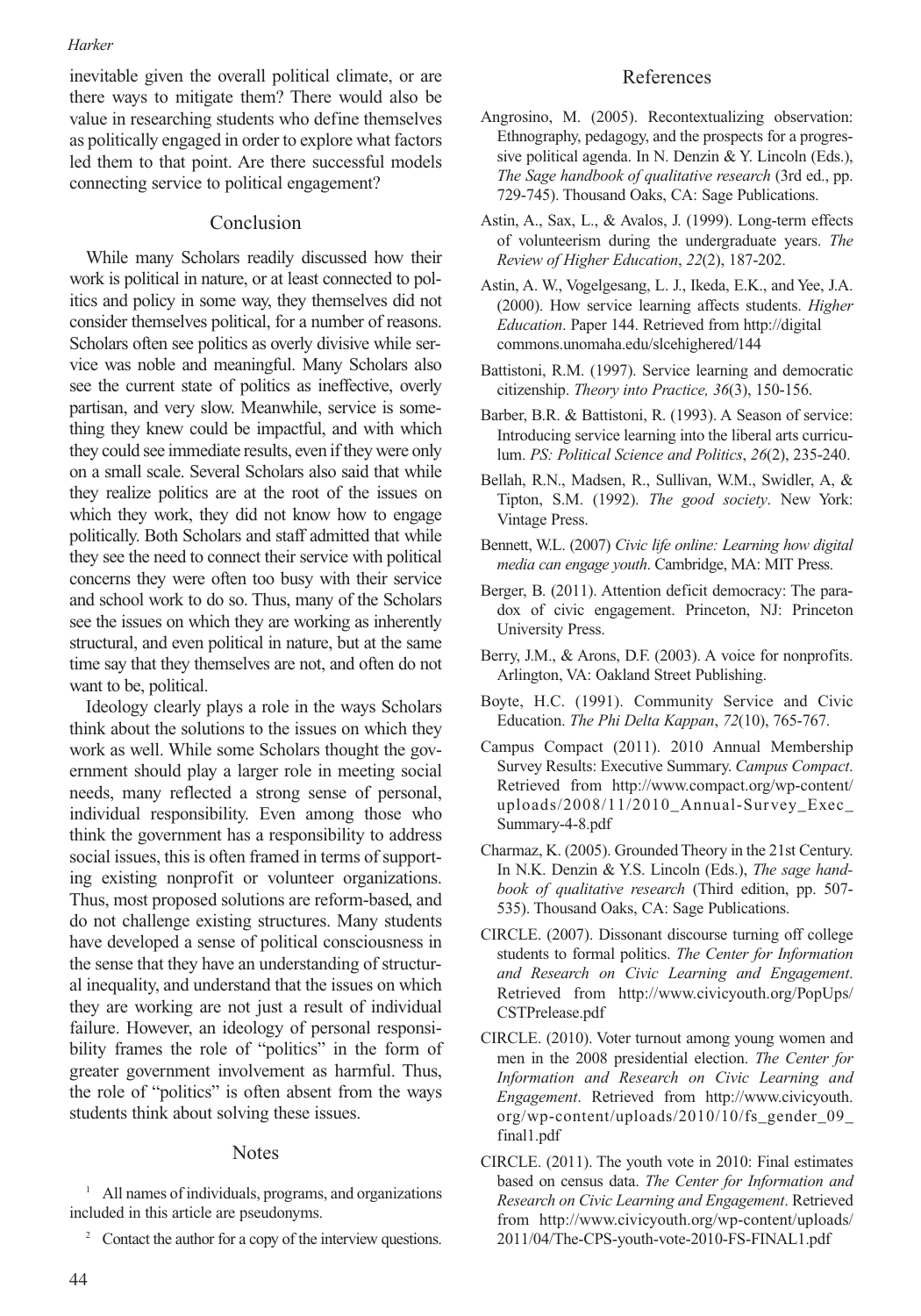inevitable given the overall political climate, or are there ways to mitigate them? There would also be value in researching students who define themselves as politically engaged in order to explore what factors led them to that point. Are there successful models connecting service to political engagement?

## Conclusion

While many Scholars readily discussed how their work is political in nature, or at least connected to politics and policy in some way, they themselves did not consider themselves political, for a number of reasons. Scholars often see politics as overly divisive while service was noble and meaningful. Many Scholars also see the current state of politics as ineffective, overly partisan, and very slow. Meanwhile, service is something they knew could be impactful, and with which they could see immediate results, even if they were only on a small scale. Several Scholars also said that while they realize politics are at the root of the issues on which they work, they did not know how to engage politically. Both Scholars and staff admitted that while they see the need to connect their service with political concerns they were often too busy with their service and school work to do so. Thus, many of the Scholars see the issues on which they are working as inherently structural, and even political in nature, but at the same time say that they themselves are not, and often do not want to be, political.

Ideology clearly plays a role in the ways Scholars think about the solutions to the issues on which they work as well. While some Scholars thought the government should play a larger role in meeting social needs, many reflected a strong sense of personal, individual responsibility. Even among those who think the government has a responsibility to address social issues, this is often framed in terms of supporting existing nonprofit or volunteer organizations. Thus, most proposed solutions are reform-based, and do not challenge existing structures. Many students have developed a sense of political consciousness in the sense that they have an understanding of structural inequality, and understand that the issues on which they are working are not just a result of individual failure. However, an ideology of personal responsibility frames the role of "politics" in the form of greater government involvement as harmful. Thus, the role of "politics" is often absent from the ways students think about solving these issues.

## Notes

[1] All names of individuals, programs, and organizations included in this article are pseudonyms.

[2] Contact the author for a copy of the interview questions.

## References

Angrosino, M. (2005). Recontextualizing observation: Ethnography, pedagogy, and the prospects for a progressive political agenda. In N. Denzin & Y. Lincoln (Eds.), *The Sage handbook of qualitative research* (3rd ed., pp. 729-745). Thousand Oaks, CA: Sage Publications.

Astin, A., Sax, L., & Avalos, J. (1999). Long-term effects of volunteerism during the undergraduate years. *The Review of Higher Education*, *22*(2), 187-202.

Astin, A. W., Vogelgesang, L. J., Ikeda, E.K., and Yee, J.A. (2000). How service learning affects students. *Higher Education*. Paper 144. Retrieved from http://digitalcommons.unomaha.edu/slcehighered/144

Battistoni, R.M. (1997). Service learning and democratic citizenship. *Theory into Practice, 36*(3), 150-156.

Barber, B.R. & Battistoni, R. (1993). A Season of service: Introducing service learning into the liberal arts curriculum. *PS: Political Science and Politics*, *26*(2), 235-240.

Bellah, R.N., Madsen, R., Sullivan, W.M., Swidler, A, & Tipton, S.M. (1992). *The good society*. New York: Vintage Press.

Bennett, W.L. (2007) *Civic life online: Learning how digital media can engage youth*. Cambridge, MA: MIT Press.

Berger, B. (2011). Attention deficit democracy: The paradox of civic engagement. Princeton, NJ: Princeton University Press.

Berry, J.M., & Arons, D.F. (2003). A voice for nonprofits. Arlington, VA: Oakland Street Publishing.

Boyte, H.C. (1991). Community Service and Civic Education. *The Phi Delta Kappan*, *72*(10), 765-767.

Campus Compact (2011). 2010 Annual Membership Survey Results: Executive Summary. *Campus Compact*. Retrieved from http://www.compact.org/wp-content/uploads/2008/11/2010_Annual-Survey_Exec_Summary-4-8.pdf

Charmaz, K. (2005). Grounded Theory in the 21st Century. In N.K. Denzin & Y.S. Lincoln (Eds.), *The sage handbook of qualitative research* (Third edition, pp. 507-535). Thousand Oaks, CA: Sage Publications.

CIRCLE. (2007). Dissonant discourse turning off college students to formal politics. *The Center for Information and Research on Civic Learning and Engagement*. Retrieved from http://www.civicyouth.org/PopUps/CSTPrelease.pdf

CIRCLE. (2010). Voter turnout among young women and men in the 2008 presidential election. *The Center for Information and Research on Civic Learning and Engagement*. Retrieved from http://www.civicyouth.org/wp-content/uploads/2010/10/fs_gender_09_final1.pdf

CIRCLE. (2011). The youth vote in 2010: Final estimates based on census data. *The Center for Information and Research on Civic Learning and Engagement*. Retrieved from http://www.civicyouth.org/wp-content/uploads/2011/04/The-CPS-youth-vote-2010-FS-FINAL1.pdf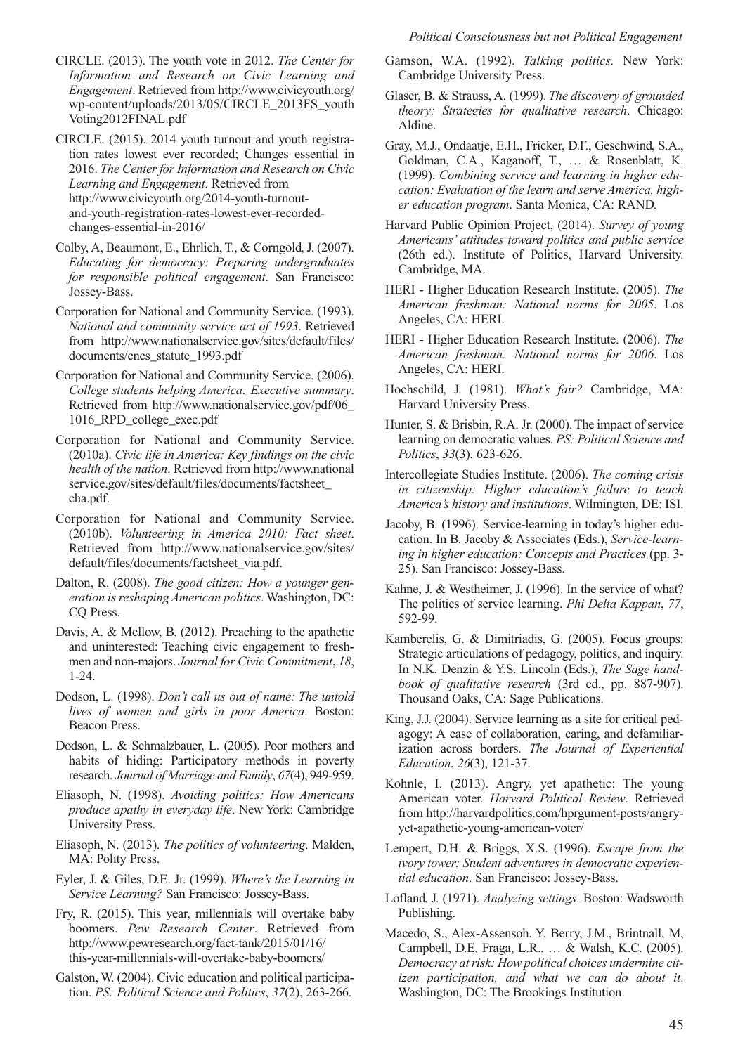CIRCLE. (2013). The youth vote in 2012. *The Center for Information and Research on Civic Learning and Engagement*. Retrieved from http://www.civicyouth.org/wp-content/uploads/2013/05/CIRCLE_2013FS_youthVoting2012FINAL.pdf

CIRCLE. (2015). 2014 youth turnout and youth registration rates lowest ever recorded; Changes essential in 2016. *The Center for Information and Research on Civic Learning and Engagement*. Retrieved from http://www.civicyouth.org/2014-youth-turnout-and-youth-registration-rates-lowest-ever-recorded-changes-essential-in-2016/

Colby, A, Beaumont, E., Ehrlich, T., & Corngold, J. (2007). *Educating for democracy: Preparing undergraduates for responsible political engagement*. San Francisco: Jossey-Bass.

Corporation for National and Community Service. (1993). *National and community service act of 1993*. Retrieved from http://www.nationalservice.gov/sites/default/files/documents/cncs_statute_1993.pdf

Corporation for National and Community Service. (2006). *College students helping America: Executive summary*. Retrieved from http://www.nationalservice.gov/pdf/06_1016_RPD_college_exec.pdf

Corporation for National and Community Service. (2010a). *Civic life in America: Key findings on the civic health of the nation*. Retrieved from http://www.nationalservice.gov/sites/default/files/documents/factsheet_cha.pdf.

Corporation for National and Community Service. (2010b). *Volunteering in America 2010: Fact sheet*. Retrieved from http://www.nationalservice.gov/sites/default/files/documents/factsheet_via.pdf.

Dalton, R. (2008). *The good citizen: How a younger generation is reshaping American politics*. Washington, DC: CQ Press.

Davis, A. & Mellow, B. (2012). Preaching to the apathetic and uninterested: Teaching civic engagement to freshmen and non-majors. *Journal for Civic Commitment*, *18*, 1-24.

Dodson, L. (1998). *Don't call us out of name: The untold lives of women and girls in poor America*. Boston: Beacon Press.

Dodson, L. & Schmalzbauer, L. (2005). Poor mothers and habits of hiding: Participatory methods in poverty research. *Journal of Marriage and Family*, *67*(4), 949-959.

Eliasoph, N. (1998). *Avoiding politics: How Americans produce apathy in everyday life*. New York: Cambridge University Press.

Eliasoph, N. (2013). *The politics of volunteering*. Malden, MA: Polity Press.

Eyler, J. & Giles, D.E. Jr. (1999). *Where's the Learning in Service Learning?* San Francisco: Jossey-Bass.

Fry, R. (2015). This year, millennials will overtake baby boomers. *Pew Research Center*. Retrieved from http://www.pewresearch.org/fact-tank/2015/01/16/this-year-millennials-will-overtake-baby-boomers/

Galston, W. (2004). Civic education and political participation. *PS: Political Science and Politics*, *37*(2), 263-266.

Gamson, W.A. (1992). *Talking politics*. New York: Cambridge University Press.

Glaser, B. & Strauss, A. (1999). *The discovery of grounded theory: Strategies for qualitative research*. Chicago: Aldine.

Gray, M.J., Ondaatje, E.H., Fricker, D.F., Geschwind, S.A., Goldman, C.A., Kaganoff, T., … & Rosenblatt, K. (1999). *Combining service and learning in higher education: Evaluation of the learn and serve America, higher education program*. Santa Monica, CA: RAND.

Harvard Public Opinion Project, (2014). *Survey of young Americans' attitudes toward politics and public service* (26th ed.). Institute of Politics, Harvard University. Cambridge, MA.

HERI - Higher Education Research Institute. (2005). *The American freshman: National norms for 2005*. Los Angeles, CA: HERI.

HERI - Higher Education Research Institute. (2006). *The American freshman: National norms for 2006*. Los Angeles, CA: HERI.

Hochschild, J. (1981). *What's fair?* Cambridge, MA: Harvard University Press.

Hunter, S. & Brisbin, R.A. Jr. (2000). The impact of service learning on democratic values. *PS: Political Science and Politics*, *33*(3), 623-626.

Intercollegiate Studies Institute. (2006). *The coming crisis in citizenship: Higher education's failure to teach America's history and institutions*. Wilmington, DE: ISI.

Jacoby, B. (1996). Service-learning in today's higher education. In B. Jacoby & Associates (Eds.), *Service-learning in higher education: Concepts and Practices* (pp. 3-25). San Francisco: Jossey-Bass.

Kahne, J. & Westheimer, J. (1996). In the service of what? The politics of service learning. *Phi Delta Kappan*, *77*, 592-99.

Kamberelis, G. & Dimitriadis, G. (2005). Focus groups: Strategic articulations of pedagogy, politics, and inquiry. In N.K. Denzin & Y.S. Lincoln (Eds.), *The Sage handbook of qualitative research* (3rd ed., pp. 887-907). Thousand Oaks, CA: Sage Publications.

King, J.J. (2004). Service learning as a site for critical pedagogy: A case of collaboration, caring, and defamiliarization across borders. *The Journal of Experiential Education*, *26*(3), 121-37.

Kohnle, I. (2013). Angry, yet apathetic: The young American voter. *Harvard Political Review*. Retrieved from http://harvardpolitics.com/hprgument-posts/angry-yet-apathetic-young-american-voter/

Lempert, D.H. & Briggs, X.S. (1996). *Escape from the ivory tower: Student adventures in democratic experiential education*. San Francisco: Jossey-Bass.

Lofland, J. (1971). *Analyzing settings*. Boston: Wadsworth Publishing.

Macedo, S., Alex-Assensoh, Y, Berry, J.M., Brintnall, M, Campbell, D.E, Fraga, L.R., … & Walsh, K.C. (2005). *Democracy at risk: How political choices undermine citizen participation, and what we can do about it*. Washington, DC: The Brookings Institution.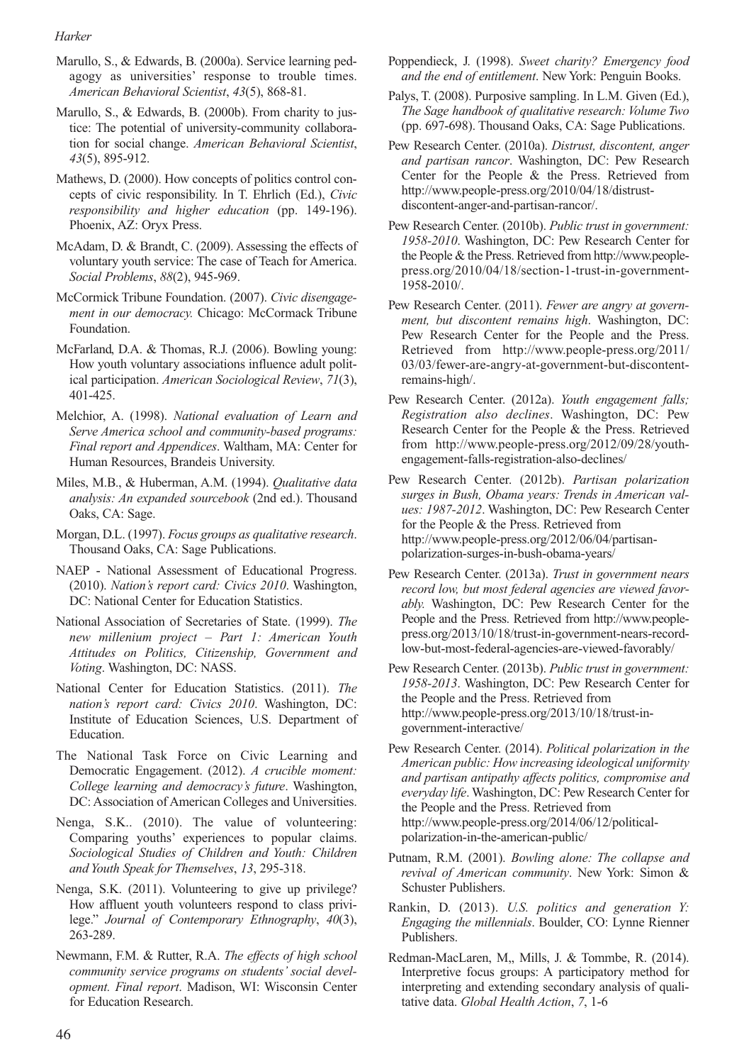Marullo, S., & Edwards, B. (2000a). Service learning pedagogy as universities' response to trouble times. *American Behavioral Scientist*, *43*(5), 868-81.

Marullo, S., & Edwards, B. (2000b). From charity to justice: The potential of university-community collaboration for social change. *American Behavioral Scientist*, *43*(5), 895-912.

Mathews, D. (2000). How concepts of politics control concepts of civic responsibility. In T. Ehrlich (Ed.), *Civic responsibility and higher education* (pp. 149-196). Phoenix, AZ: Oryx Press.

McAdam, D. & Brandt, C. (2009). Assessing the effects of voluntary youth service: The case of Teach for America. *Social Problems*, *88*(2), 945-969.

McCormick Tribune Foundation. (2007). *Civic disengagement in our democracy.* Chicago: McCormack Tribune Foundation.

McFarland, D.A. & Thomas, R.J. (2006). Bowling young: How youth voluntary associations influence adult political participation. *American Sociological Review*, *71*(3), 401-425.

Melchior, A. (1998). *National evaluation of Learn and Serve America school and community-based programs: Final report and Appendices*. Waltham, MA: Center for Human Resources, Brandeis University.

Miles, M.B., & Huberman, A.M. (1994). *Qualitative data analysis: An expanded sourcebook* (2nd ed.). Thousand Oaks, CA: Sage.

Morgan, D.L. (1997). *Focus groups as qualitative research*. Thousand Oaks, CA: Sage Publications.

NAEP - National Assessment of Educational Progress. (2010). *Nation's report card: Civics 2010*. Washington, DC: National Center for Education Statistics.

National Association of Secretaries of State. (1999). *The new millenium project – Part 1: American Youth Attitudes on Politics, Citizenship, Government and Voting*. Washington, DC: NASS.

National Center for Education Statistics. (2011). *The nation's report card: Civics 2010*. Washington, DC: Institute of Education Sciences, U.S. Department of Education.

The National Task Force on Civic Learning and Democratic Engagement. (2012). *A crucible moment: College learning and democracy's future*. Washington, DC: Association of American Colleges and Universities.

Nenga, S.K.. (2010). The value of volunteering: Comparing youths' experiences to popular claims. *Sociological Studies of Children and Youth: Children and Youth Speak for Themselves*, *13*, 295-318.

Nenga, S.K. (2011). Volunteering to give up privilege? How affluent youth volunteers respond to class privilege." *Journal of Contemporary Ethnography*, *40*(3), 263-289.

Newmann, F.M. & Rutter, R.A. *The effects of high school community service programs on students' social development. Final report*. Madison, WI: Wisconsin Center for Education Research.

Poppendieck, J. (1998). *Sweet charity? Emergency food and the end of entitlement*. New York: Penguin Books.

Palys, T. (2008). Purposive sampling. In L.M. Given (Ed.), *The Sage handbook of qualitative research: Volume Two* (pp. 697-698). Thousand Oaks, CA: Sage Publications.

Pew Research Center. (2010a). *Distrust, discontent, anger and partisan rancor*. Washington, DC: Pew Research Center for the People & the Press. Retrieved from http://www.people-press.org/2010/04/18/distrust-discontent-anger-and-partisan-rancor/.

Pew Research Center. (2010b). *Public trust in government: 1958-2010*. Washington, DC: Pew Research Center for the People & the Press. Retrieved from http://www.people-press.org/2010/04/18/section-1-trust-in-government-1958-2010/.

Pew Research Center. (2011). *Fewer are angry at government, but discontent remains high*. Washington, DC: Pew Research Center for the People and the Press. Retrieved from http://www.people-press.org/2011/03/03/fewer-are-angry-at-government-but-discontent-remains-high/.

Pew Research Center. (2012a). *Youth engagement falls; Registration also declines*. Washington, DC: Pew Research Center for the People & the Press. Retrieved from http://www.people-press.org/2012/09/28/youth-engagement-falls-registration-also-declines/

Pew Research Center. (2012b). *Partisan polarization surges in Bush, Obama years: Trends in American values: 1987-2012*. Washington, DC: Pew Research Center for the People & the Press. Retrieved from http://www.people-press.org/2012/06/04/partisan-polarization-surges-in-bush-obama-years/

Pew Research Center. (2013a). *Trust in government nears record low, but most federal agencies are viewed favorably.* Washington, DC: Pew Research Center for the People and the Press. Retrieved from http://www.people-press.org/2013/10/18/trust-in-government-nears-record-low-but-most-federal-agencies-are-viewed-favorably/

Pew Research Center. (2013b). *Public trust in government: 1958-2013*. Washington, DC: Pew Research Center for the People and the Press. Retrieved from http://www.people-press.org/2013/10/18/trust-in-government-interactive/

Pew Research Center. (2014). *Political polarization in the American public: How increasing ideological uniformity and partisan antipathy affects politics, compromise and everyday life*. Washington, DC: Pew Research Center for the People and the Press. Retrieved from http://www.people-press.org/2014/06/12/political-polarization-in-the-american-public/

Putnam, R.M. (2001). *Bowling alone: The collapse and revival of American community*. New York: Simon & Schuster Publishers.

Rankin, D. (2013). *U.S. politics and generation Y: Engaging the millennials*. Boulder, CO: Lynne Rienner Publishers.

Redman-MacLaren, M,, Mills, J. & Tommbe, R. (2014). Interpretive focus groups: A participatory method for interpreting and extending secondary analysis of qualitative data. *Global Health Action*, *7*, 1-6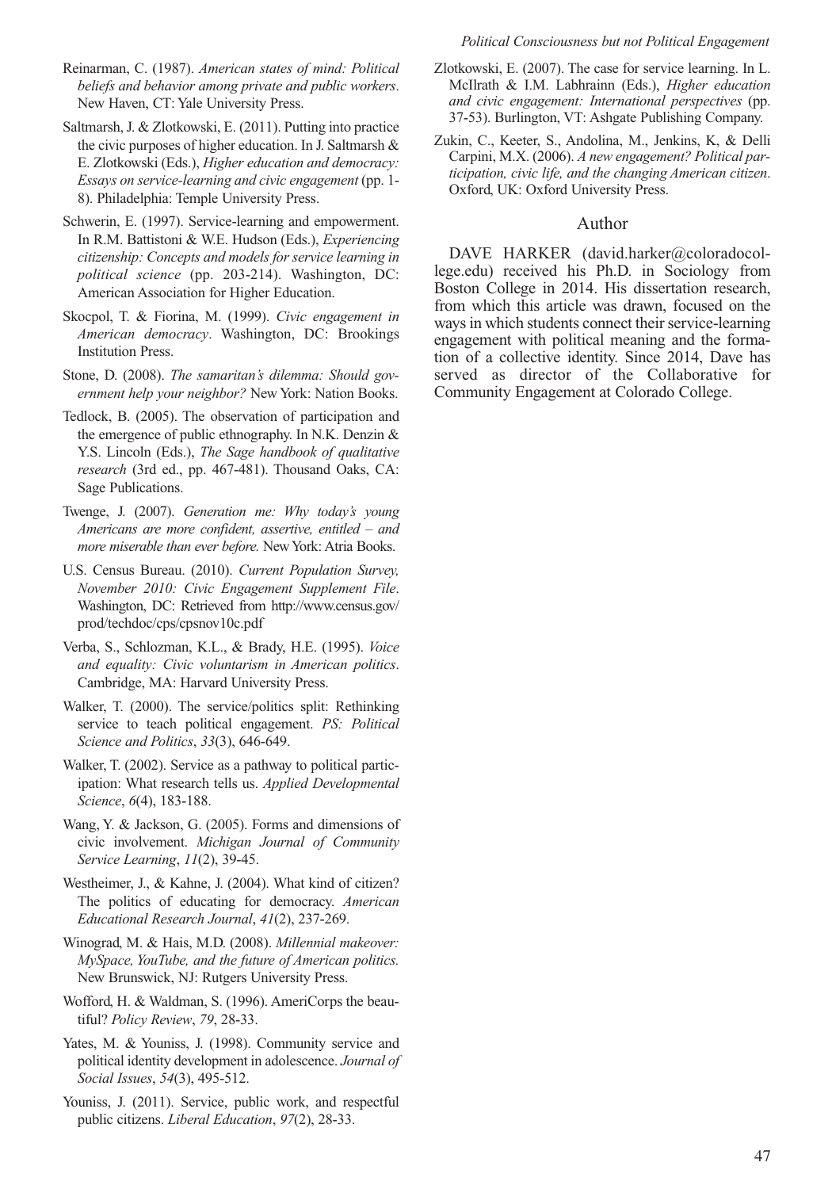Reinarman, C. (1987). *American states of mind: Political beliefs and behavior among private and public workers*. New Haven, CT: Yale University Press.

Saltmarsh, J. & Zlotkowski, E. (2011). Putting into practice the civic purposes of higher education. In J. Saltmarsh & E. Zlotkowski (Eds.), *Higher education and democracy: Essays on service-learning and civic engagement* (pp. 1-8). Philadelphia: Temple University Press.

Schwerin, E. (1997). Service-learning and empowerment. In R.M. Battistoni & W.E. Hudson (Eds.), *Experiencing citizenship: Concepts and models for service learning in political science* (pp. 203-214). Washington, DC: American Association for Higher Education.

Skocpol, T. & Fiorina, M. (1999). *Civic engagement in American democracy*. Washington, DC: Brookings Institution Press.

Stone, D. (2008). *The samaritan's dilemma: Should government help your neighbor?* New York: Nation Books.

Tedlock, B. (2005). The observation of participation and the emergence of public ethnography. In N.K. Denzin & Y.S. Lincoln (Eds.), *The Sage handbook of qualitative research* (3rd ed., pp. 467-481). Thousand Oaks, CA: Sage Publications.

Twenge, J. (2007). *Generation me: Why today's young Americans are more confident, assertive, entitled – and more miserable than ever before.* New York: Atria Books.

U.S. Census Bureau. (2010). *Current Population Survey, November 2010: Civic Engagement Supplement File*. Washington, DC: Retrieved from http://www.census.gov/prod/techdoc/cps/cpsnov10c.pdf

Verba, S., Schlozman, K.L., & Brady, H.E. (1995). *Voice and equality: Civic voluntarism in American politics*. Cambridge, MA: Harvard University Press.

Walker, T. (2000). The service/politics split: Rethinking service to teach political engagement. *PS: Political Science and Politics*, *33*(3), 646-649.

Walker, T. (2002). Service as a pathway to political participation: What research tells us. *Applied Developmental Science*, *6*(4), 183-188.

Wang, Y. & Jackson, G. (2005). Forms and dimensions of civic involvement. *Michigan Journal of Community Service Learning*, *11*(2), 39-45.

Westheimer, J., & Kahne, J. (2004). What kind of citizen? The politics of educating for democracy. *American Educational Research Journal*, *41*(2), 237-269.

Winograd, M. & Hais, M.D. (2008). *Millennial makeover: MySpace, YouTube, and the future of American politics.* New Brunswick, NJ: Rutgers University Press.

Wofford, H. & Waldman, S. (1996). AmeriCorps the beautiful? *Policy Review*, *79*, 28-33.

Yates, M. & Youniss, J. (1998). Community service and political identity development in adolescence. *Journal of Social Issues*, *54*(3), 495-512.

Youniss, J. (2011). Service, public work, and respectful public citizens. *Liberal Education*, *97*(2), 28-33.

Zlotkowski, E. (2007). The case for service learning. In L. McIlrath & I.M. Labhrainn (Eds.), *Higher education and civic engagement: International perspectives* (pp. 37-53). Burlington, VT: Ashgate Publishing Company.

Zukin, C., Keeter, S., Andolina, M., Jenkins, K, & Delli Carpini, M.X. (2006). *A new engagement? Political participation, civic life, and the changing American citizen*. Oxford, UK: Oxford University Press.

## Author

DAVE HARKER (david.harker@coloradocollege.edu) received his Ph.D. in Sociology from Boston College in 2014. His dissertation research, from which this article was drawn, focused on the ways in which students connect their service-learning engagement with political meaning and the formation of a collective identity. Since 2014, Dave has served as director of the Collaborative for Community Engagement at Colorado College.